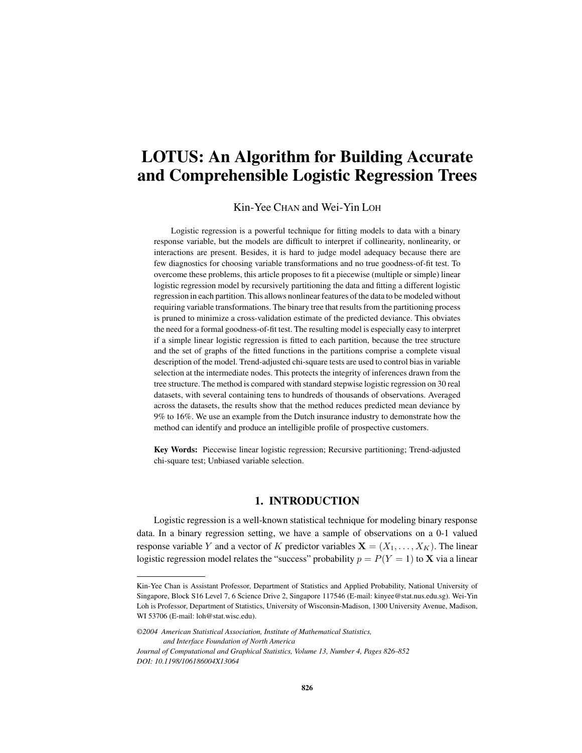# LOTUS: An Algorithm for Building Accurate and Comprehensible Logistic Regression Trees

Kin-Yee CHAN and Wei-Yin LOH

Logistic regression is a powerful technique for fitting models to data with a binary response variable, but the models are difficult to interpret if collinearity, nonlinearity, or interactions are present. Besides, it is hard to judge model adequacy because there are few diagnostics for choosing variable transformations and no true goodness-of-fit test. To overcome these problems, this article proposes to fit a piecewise (multiple or simple) linear logistic regression model by recursively partitioning the data and fitting a different logistic regression in each partition. This allows nonlinear features of the data to be modeled without requiring variable transformations. The binary tree that results from the partitioning process is pruned to minimize a cross-validation estimate of the predicted deviance. This obviates the need for a formal goodness-of-fit test. The resulting model is especially easy to interpret if a simple linear logistic regression is fitted to each partition, because the tree structure and the set of graphs of the fitted functions in the partitions comprise a complete visual description of the model. Trend-adjusted chi-square tests are used to control bias in variable selection at the intermediate nodes. This protects the integrity of inferences drawn from the tree structure. The method is compared with standard stepwise logistic regression on 30 real datasets, with several containing tens to hundreds of thousands of observations. Averaged across the datasets, the results show that the method reduces predicted mean deviance by 9% to 16%. We use an example from the Dutch insurance industry to demonstrate how the method can identify and produce an intelligible profile of prospective customers.

**Key Words:** Piecewise linear logistic regression; Recursive partitioning; Trend-adjusted chi-square test; Unbiased variable selection.

## 1. INTRODUCTION

Logistic regression is a well-known statistical technique for modeling binary response data. In a binary regression setting, we have a sample of observations on a 0-1 valued response variable $Y$ and a vector of $K$ predictor variables $\mathbf{X} = (X_1, \ldots, X_K)$. The linear logistic regression model relates the "success" probability $p = P(Y = 1)$ to $\mathbf{X}$ via a linear

---

Kin-Yee Chan is Assistant Professor, Department of Statistics and Applied Probability, National University of Singapore, Block S16 Level 7, 6 Science Drive 2, Singapore 117546 (E-mail: kinyee@stat.nus.edu.sg). Wei-Yin Loh is Professor, Department of Statistics, University of Wisconsin-Madison, 1300 University Avenue, Madison, WI 53706 (E-mail: loh@stat.wisc.edu).

*©2004 American Statistical Association, Institute of Mathematical Statistics, and Interface Foundation of North America*
*Journal of Computational and Graphical Statistics, Volume 13, Number 4, Pages 826–852*
*DOI: 10.1198/106186004X13064*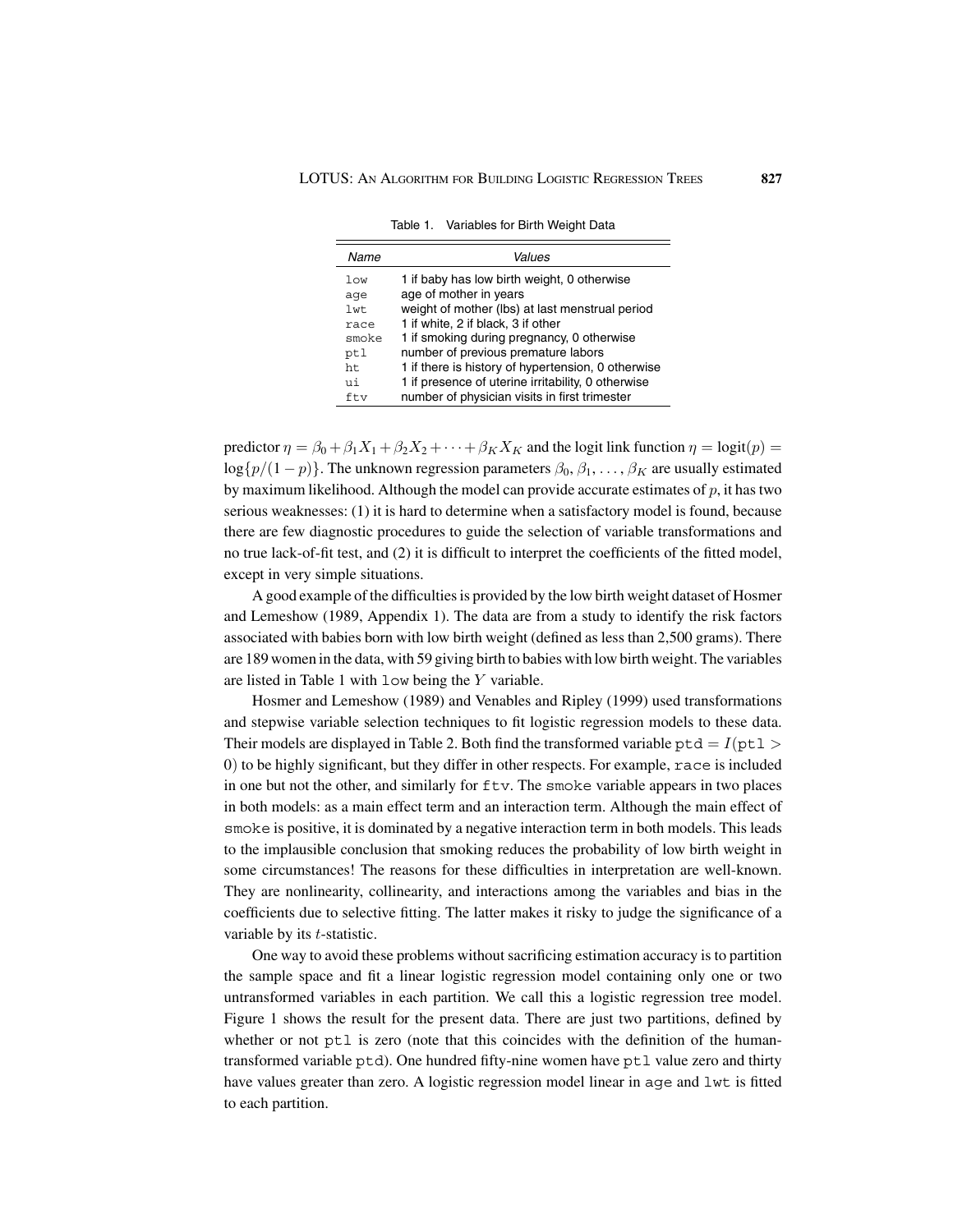Table 1. Variables for Birth Weight Data

| *Name* | *Values* |
|---|---|
| `low` | 1 if baby has low birth weight, 0 otherwise |
| `age` | age of mother in years |
| `lwt` | weight of mother (lbs) at last menstrual period |
| `race` | 1 if white, 2 if black, 3 if other |
| `smoke` | 1 if smoking during pregnancy, 0 otherwise |
| `ptl` | number of previous premature labors |
| `ht` | 1 if there is history of hypertension, 0 otherwise |
| `ui` | 1 if presence of uterine irritability, 0 otherwise |
| `ftv` | number of physician visits in first trimester |

predictor $\eta = \beta_0 + \beta_1 X_1 + \beta_2 X_2 + \cdots + \beta_K X_K$ and the logit link function $\eta = \text{logit}(p) = \log\{p/(1-p)\}$. The unknown regression parameters $\beta_0, \beta_1, \ldots, \beta_K$ are usually estimated by maximum likelihood. Although the model can provide accurate estimates of $p$, it has two serious weaknesses: (1) it is hard to determine when a satisfactory model is found, because there are few diagnostic procedures to guide the selection of variable transformations and no true lack-of-fit test, and (2) it is difficult to interpret the coefficients of the fitted model, except in very simple situations.

A good example of the difficulties is provided by the low birth weight dataset of Hosmer and Lemeshow (1989, Appendix 1). The data are from a study to identify the risk factors associated with babies born with low birth weight (defined as less than 2,500 grams). There are 189 women in the data, with 59 giving birth to babies with low birth weight. The variables are listed in Table 1 with `low` being the $Y$ variable.

Hosmer and Lemeshow (1989) and Venables and Ripley (1999) used transformations and stepwise variable selection techniques to fit logistic regression models to these data. Their models are displayed in Table 2. Both find the transformed variable $\texttt{ptd} = I(\texttt{ptl} > 0)$ to be highly significant, but they differ in other respects. For example, `race` is included in one but not the other, and similarly for `ftv`. The `smoke` variable appears in two places in both models: as a main effect term and an interaction term. Although the main effect of `smoke` is positive, it is dominated by a negative interaction term in both models. This leads to the implausible conclusion that smoking reduces the probability of low birth weight in some circumstances! The reasons for these difficulties in interpretation are well-known. They are nonlinearity, collinearity, and interactions among the variables and bias in the coefficients due to selective fitting. The latter makes it risky to judge the significance of a variable by its $t$-statistic.

One way to avoid these problems without sacrificing estimation accuracy is to partition the sample space and fit a linear logistic regression model containing only one or two untransformed variables in each partition. We call this a logistic regression tree model. Figure 1 shows the result for the present data. There are just two partitions, defined by whether or not `ptl` is zero (note that this coincides with the definition of the human-transformed variable `ptd`). One hundred fifty-nine women have `ptl` value zero and thirty have values greater than zero. A logistic regression model linear in `age` and `lwt` is fitted to each partition.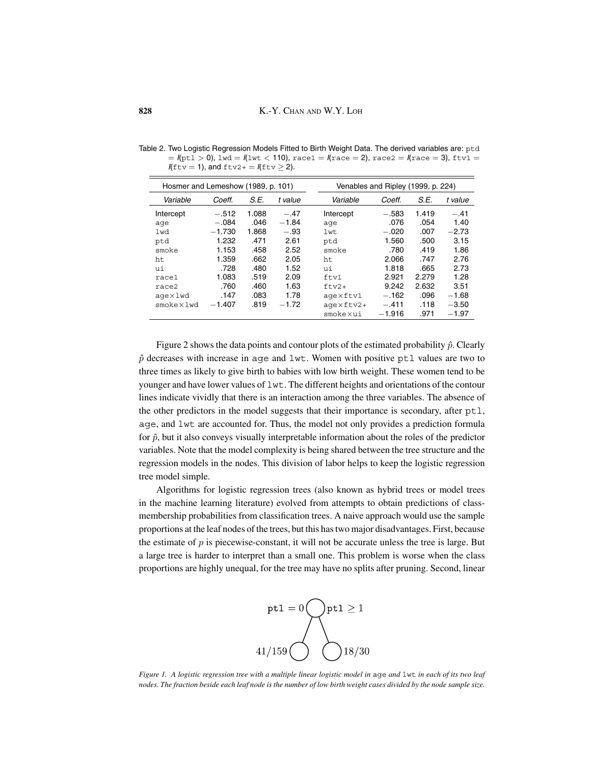Table 2. Two Logistic Regression Models Fitted to Birth Weight Data. The derived variables are: ptd $= I$(ptl $> 0$), lwd $= I$(lwt $< 110$), race1 $= I$(race $= 2$), race2 $= I$(race $= 3$), ftv1 $= I$(ftv $= 1$), and ftv2+ $= I$(ftv $\geq 2$).

| Hosmer and Lemeshow (1989, p. 101) | | | | Venables and Ripley (1999, p. 224) | | | |
|---|---|---|---|---|---|---|---|
| *Variable* | *Coeff.* | *S.E.* | *t value* | *Variable* | *Coeff.* | *S.E.* | *t value* |
| Intercept | −.512 | 1.088 | −.47 | Intercept | −.583 | 1.419 | −.41 |
| age | −.084 | .046 | −1.84 | age | .076 | .054 | 1.40 |
| lwd | −1.730 | 1.868 | −.93 | lwt | −.020 | .007 | −2.73 |
| ptd | 1.232 | .471 | 2.61 | ptd | 1.560 | .500 | 3.15 |
| smoke | 1.153 | .458 | 2.52 | smoke | .780 | .419 | 1.86 |
| ht | 1.359 | .662 | 2.05 | ht | 2.066 | .747 | 2.76 |
| ui | .728 | .480 | 1.52 | ui | 1.818 | .665 | 2.73 |
| race1 | 1.083 | .519 | 2.09 | ftv1 | 2.921 | 2.279 | 1.28 |
| race2 | .760 | .460 | 1.63 | ftv2+ | 9.242 | 2.632 | 3.51 |
| age×lwd | .147 | .083 | 1.78 | age×ftv1 | −.162 | .096 | −1.68 |
| smoke×lwd | −1.407 | .819 | −1.72 | age×ftv2+ | −.411 | .118 | −3.50 |
| | | | | smoke×ui | −1.916 | .971 | −1.97 |

Figure 2 shows the data points and contour plots of the estimated probability $\hat{p}$. Clearly $\hat{p}$ decreases with increase in age and lwt. Women with positive ptl values are two to three times as likely to give birth to babies with low birth weight. These women tend to be younger and have lower values of lwt. The different heights and orientations of the contour lines indicate vividly that there is an interaction among the three variables. The absence of the other predictors in the model suggests that their importance is secondary, after ptl, age, and lwt are accounted for. Thus, the model not only provides a prediction formula for $\hat{p}$, but it also conveys visually interpretable information about the roles of the predictor variables. Note that the model complexity is being shared between the tree structure and the regression models in the nodes. This division of labor helps to keep the logistic regression tree model simple.

Algorithms for logistic regression trees (also known as hybrid trees or model trees in the machine learning literature) evolved from attempts to obtain predictions of class-membership probabilities from classification trees. A naive approach would use the sample proportions at the leaf nodes of the trees, but this has two major disadvantages. First, because the estimate of $p$ is piecewise-constant, it will not be accurate unless the tree is large. But a large tree is harder to interpret than a small one. This problem is worse when the class proportions are highly unequal, for the tree may have no splits after pruning. Second, linear

ptl $= 0$ | ptl $\geq 1$

$41/159$ | $18/30$

*Figure 1. A logistic regression tree with a multiple linear logistic model in* age *and* lwt *in each of its two leaf nodes. The fraction beside each leaf node is the number of low birth weight cases divided by the node sample size.*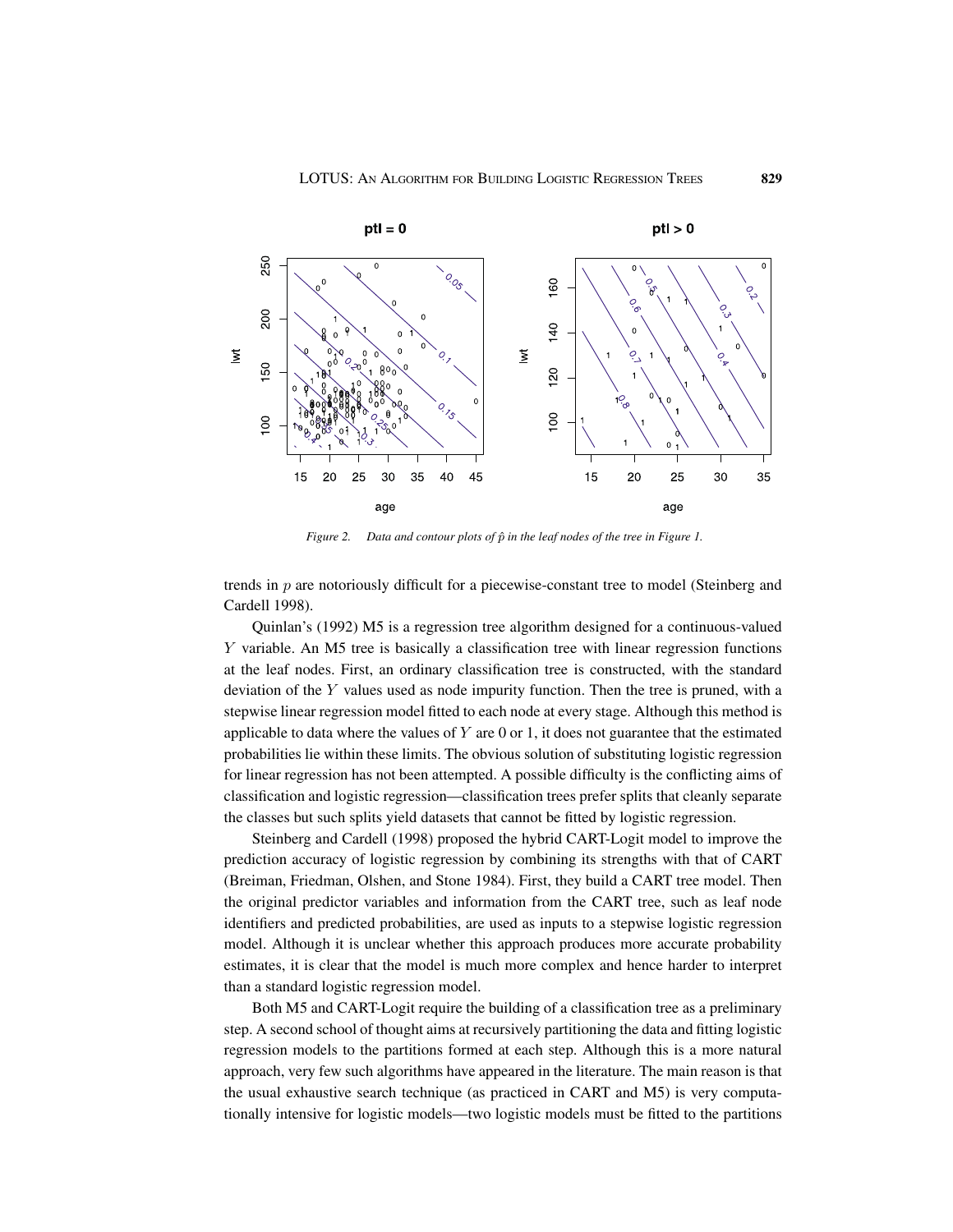*Figure 2. Data and contour plots of $\hat{p}$ in the leaf nodes of the tree in Figure 1.*

trends in $p$ are notoriously difficult for a piecewise-constant tree to model (Steinberg and Cardell 1998).

Quinlan's (1992) M5 is a regression tree algorithm designed for a continuous-valued $Y$ variable. An M5 tree is basically a classification tree with linear regression functions at the leaf nodes. First, an ordinary classification tree is constructed, with the standard deviation of the $Y$ values used as node impurity function. Then the tree is pruned, with a stepwise linear regression model fitted to each node at every stage. Although this method is applicable to data where the values of $Y$ are 0 or 1, it does not guarantee that the estimated probabilities lie within these limits. The obvious solution of substituting logistic regression for linear regression has not been attempted. A possible difficulty is the conflicting aims of classification and logistic regression—classification trees prefer splits that cleanly separate the classes but such splits yield datasets that cannot be fitted by logistic regression.

Steinberg and Cardell (1998) proposed the hybrid CART-Logit model to improve the prediction accuracy of logistic regression by combining its strengths with that of CART (Breiman, Friedman, Olshen, and Stone 1984). First, they build a CART tree model. Then the original predictor variables and information from the CART tree, such as leaf node identifiers and predicted probabilities, are used as inputs to a stepwise logistic regression model. Although it is unclear whether this approach produces more accurate probability estimates, it is clear that the model is much more complex and hence harder to interpret than a standard logistic regression model.

Both M5 and CART-Logit require the building of a classification tree as a preliminary step. A second school of thought aims at recursively partitioning the data and fitting logistic regression models to the partitions formed at each step. Although this is a more natural approach, very few such algorithms have appeared in the literature. The main reason is that the usual exhaustive search technique (as practiced in CART and M5) is very computationally intensive for logistic models—two logistic models must be fitted to the partitions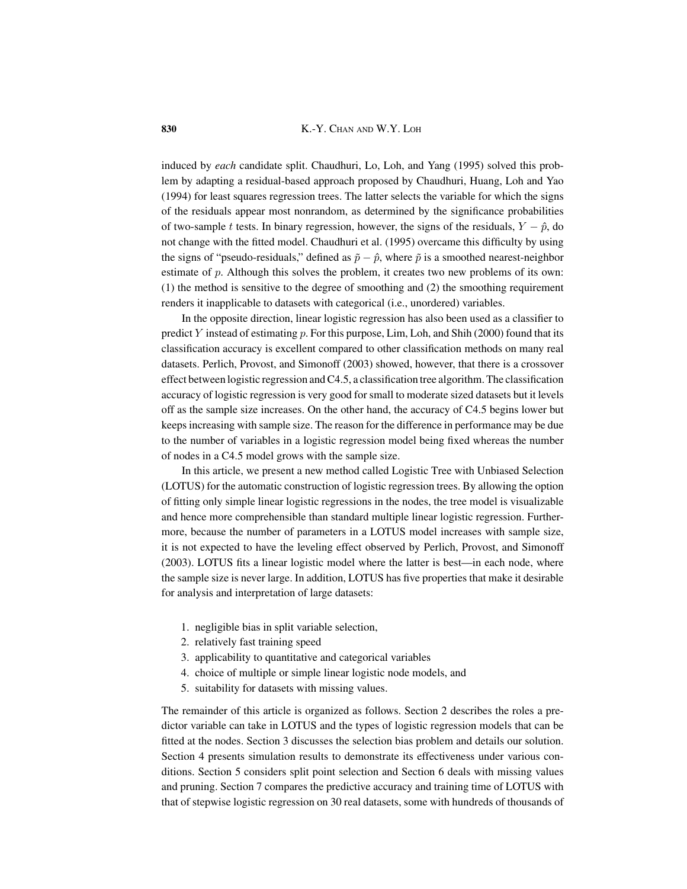induced by *each* candidate split. Chaudhuri, Lo, Loh, and Yang (1995) solved this problem by adapting a residual-based approach proposed by Chaudhuri, Huang, Loh and Yao (1994) for least squares regression trees. The latter selects the variable for which the signs of the residuals appear most nonrandom, as determined by the significance probabilities of two-sample $t$ tests. In binary regression, however, the signs of the residuals, $Y - \hat{p}$, do not change with the fitted model. Chaudhuri et al. (1995) overcame this difficulty by using the signs of "pseudo-residuals," defined as $\tilde{p} - \hat{p}$, where $\tilde{p}$ is a smoothed nearest-neighbor estimate of $p$. Although this solves the problem, it creates two new problems of its own: (1) the method is sensitive to the degree of smoothing and (2) the smoothing requirement renders it inapplicable to datasets with categorical (i.e., unordered) variables.

In the opposite direction, linear logistic regression has also been used as a classifier to predict $Y$ instead of estimating $p$. For this purpose, Lim, Loh, and Shih (2000) found that its classification accuracy is excellent compared to other classification methods on many real datasets. Perlich, Provost, and Simonoff (2003) showed, however, that there is a crossover effect between logistic regression and C4.5, a classification tree algorithm. The classification accuracy of logistic regression is very good for small to moderate sized datasets but it levels off as the sample size increases. On the other hand, the accuracy of C4.5 begins lower but keeps increasing with sample size. The reason for the difference in performance may be due to the number of variables in a logistic regression model being fixed whereas the number of nodes in a C4.5 model grows with the sample size.

In this article, we present a new method called Logistic Tree with Unbiased Selection (LOTUS) for the automatic construction of logistic regression trees. By allowing the option of fitting only simple linear logistic regressions in the nodes, the tree model is visualizable and hence more comprehensible than standard multiple linear logistic regression. Furthermore, because the number of parameters in a LOTUS model increases with sample size, it is not expected to have the leveling effect observed by Perlich, Provost, and Simonoff (2003). LOTUS fits a linear logistic model where the latter is best—in each node, where the sample size is never large. In addition, LOTUS has five properties that make it desirable for analysis and interpretation of large datasets:

1. negligible bias in split variable selection,
2. relatively fast training speed
3. applicability to quantitative and categorical variables
4. choice of multiple or simple linear logistic node models, and
5. suitability for datasets with missing values.

The remainder of this article is organized as follows. Section 2 describes the roles a predictor variable can take in LOTUS and the types of logistic regression models that can be fitted at the nodes. Section 3 discusses the selection bias problem and details our solution. Section 4 presents simulation results to demonstrate its effectiveness under various conditions. Section 5 considers split point selection and Section 6 deals with missing values and pruning. Section 7 compares the predictive accuracy and training time of LOTUS with that of stepwise logistic regression on 30 real datasets, some with hundreds of thousands of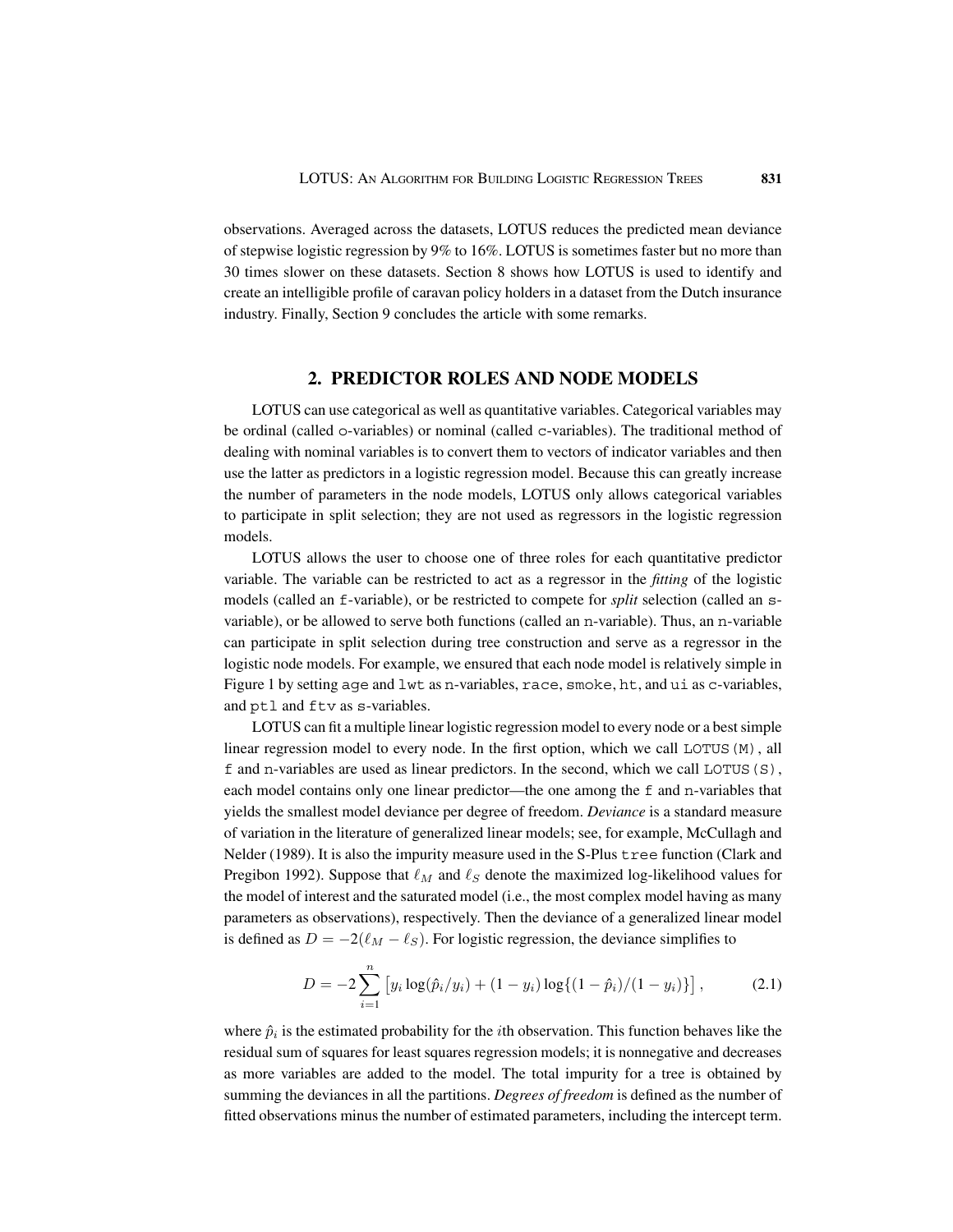observations. Averaged across the datasets, LOTUS reduces the predicted mean deviance of stepwise logistic regression by 9% to 16%. LOTUS is sometimes faster but no more than 30 times slower on these datasets. Section 8 shows how LOTUS is used to identify and create an intelligible profile of caravan policy holders in a dataset from the Dutch insurance industry. Finally, Section 9 concludes the article with some remarks.

## 2. PREDICTOR ROLES AND NODE MODELS

LOTUS can use categorical as well as quantitative variables. Categorical variables may be ordinal (called `o`-variables) or nominal (called `c`-variables). The traditional method of dealing with nominal variables is to convert them to vectors of indicator variables and then use the latter as predictors in a logistic regression model. Because this can greatly increase the number of parameters in the node models, LOTUS only allows categorical variables to participate in split selection; they are not used as regressors in the logistic regression models.

LOTUS allows the user to choose one of three roles for each quantitative predictor variable. The variable can be restricted to act as a regressor in the *fitting* of the logistic models (called an `f`-variable), or be restricted to compete for *split* selection (called an `s`-variable), or be allowed to serve both functions (called an `n`-variable). Thus, an `n`-variable can participate in split selection during tree construction and serve as a regressor in the logistic node models. For example, we ensured that each node model is relatively simple in Figure 1 by setting `age` and `lwt` as `n`-variables, `race`, `smoke`, `ht`, and `ui` as `c`-variables, and `ptl` and `ftv` as `s`-variables.

LOTUS can fit a multiple linear logistic regression model to every node or a best simple linear regression model to every node. In the first option, which we call `LOTUS(M)`, all `f` and `n`-variables are used as linear predictors. In the second, which we call `LOTUS(S)`, each model contains only one linear predictor—the one among the `f` and `n`-variables that yields the smallest model deviance per degree of freedom. *Deviance* is a standard measure of variation in the literature of generalized linear models; see, for example, McCullagh and Nelder (1989). It is also the impurity measure used in the S-Plus `tree` function (Clark and Pregibon 1992). Suppose that $\ell_M$ and $\ell_S$ denote the maximized log-likelihood values for the model of interest and the saturated model (i.e., the most complex model having as many parameters as observations), respectively. Then the deviance of a generalized linear model is defined as $D = -2(\ell_M - \ell_S)$. For logistic regression, the deviance simplifies to

$$D = -2 \sum_{i=1}^{n} \left[ y_i \log(\hat{p}_i / y_i) + (1 - y_i) \log\{(1 - \hat{p}_i)/(1 - y_i)\} \right], \tag{2.1}$$

where $\hat{p}_i$ is the estimated probability for the $i$th observation. This function behaves like the residual sum of squares for least squares regression models; it is nonnegative and decreases as more variables are added to the model. The total impurity for a tree is obtained by summing the deviances in all the partitions. *Degrees of freedom* is defined as the number of fitted observations minus the number of estimated parameters, including the intercept term.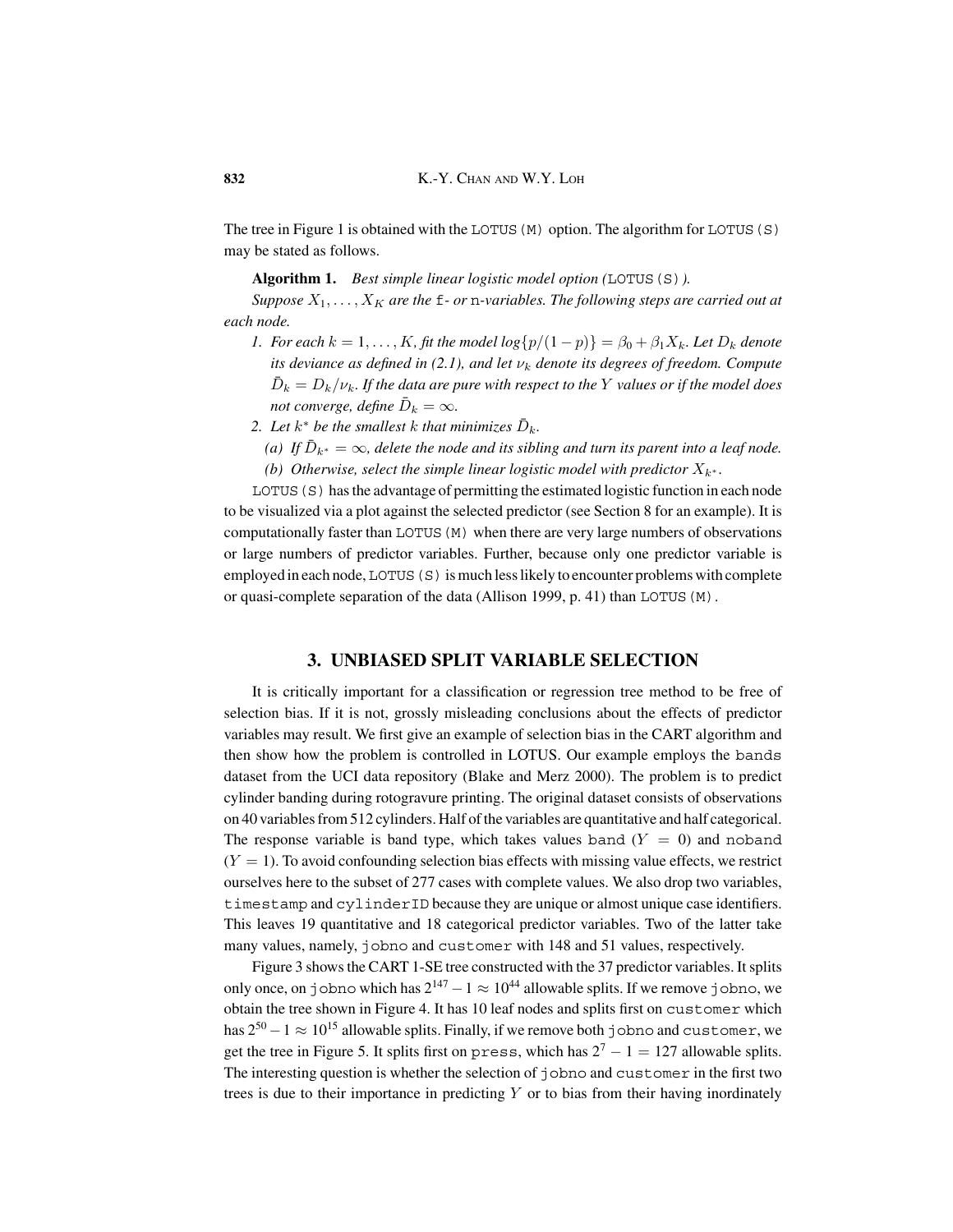The tree in Figure 1 is obtained with the LOTUS(M) option. The algorithm for LOTUS(S) may be stated as follows.

**Algorithm 1.** *Best simple linear logistic model option (*LOTUS(S)*).*

*Suppose $X_1, \ldots, X_K$ are the* f- *or* n-*variables. The following steps are carried out at each node.*

1. *For each $k = 1, \ldots, K$, fit the model $\log\{p/(1-p)\} = \beta_0 + \beta_1 X_k$. Let $D_k$ denote its deviance as defined in (2.1), and let $\nu_k$ denote its degrees of freedom. Compute $\bar{D}_k = D_k/\nu_k$. If the data are pure with respect to the $Y$ values or if the model does not converge, define $\bar{D}_k = \infty$.*
2. *Let $k^*$ be the smallest $k$ that minimizes $\bar{D}_k$.*
   - *(a) If $\bar{D}_{k^*} = \infty$, delete the node and its sibling and turn its parent into a leaf node.*
   - *(b) Otherwise, select the simple linear logistic model with predictor $X_{k^*}$.*

LOTUS(S) has the advantage of permitting the estimated logistic function in each node to be visualized via a plot against the selected predictor (see Section 8 for an example). It is computationally faster than LOTUS(M) when there are very large numbers of observations or large numbers of predictor variables. Further, because only one predictor variable is employed in each node, LOTUS(S) is much less likely to encounter problems with complete or quasi-complete separation of the data (Allison 1999, p. 41) than LOTUS(M).

## 3. UNBIASED SPLIT VARIABLE SELECTION

It is critically important for a classification or regression tree method to be free of selection bias. If it is not, grossly misleading conclusions about the effects of predictor variables may result. We first give an example of selection bias in the CART algorithm and then show how the problem is controlled in LOTUS. Our example employs the bands dataset from the UCI data repository (Blake and Merz 2000). The problem is to predict cylinder banding during rotogravure printing. The original dataset consists of observations on 40 variables from 512 cylinders. Half of the variables are quantitative and half categorical. The response variable is band type, which takes values band ($Y = 0$) and noband ($Y = 1$). To avoid confounding selection bias effects with missing value effects, we restrict ourselves here to the subset of 277 cases with complete values. We also drop two variables, timestamp and cylinderID because they are unique or almost unique case identifiers. This leaves 19 quantitative and 18 categorical predictor variables. Two of the latter take many values, namely, jobno and customer with 148 and 51 values, respectively.

Figure 3 shows the CART 1-SE tree constructed with the 37 predictor variables. It splits only once, on jobno which has $2^{147} - 1 \approx 10^{44}$ allowable splits. If we remove jobno, we obtain the tree shown in Figure 4. It has 10 leaf nodes and splits first on customer which has $2^{50} - 1 \approx 10^{15}$ allowable splits. Finally, if we remove both jobno and customer, we get the tree in Figure 5. It splits first on press, which has $2^7 - 1 = 127$ allowable splits. The interesting question is whether the selection of jobno and customer in the first two trees is due to their importance in predicting $Y$ or to bias from their having inordinately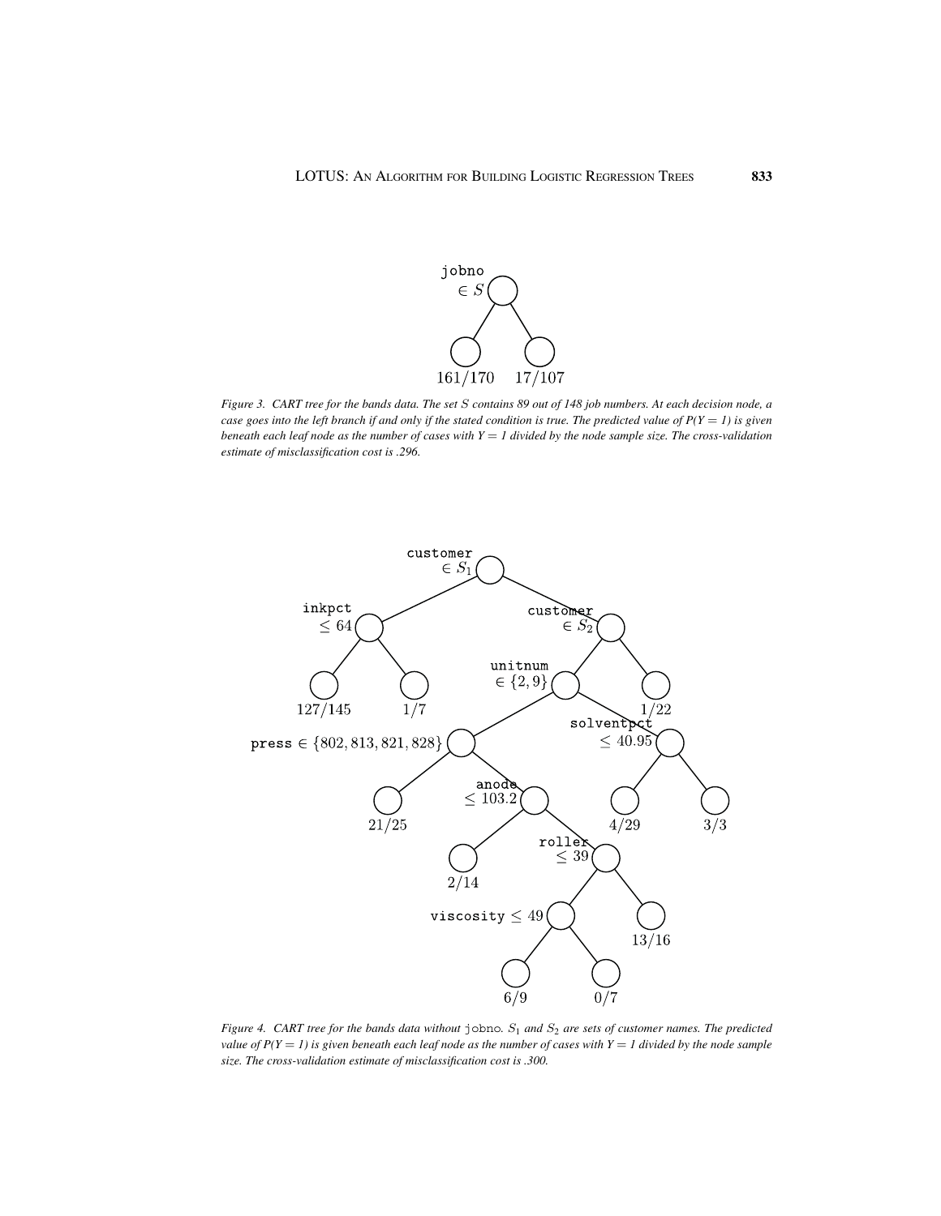*Figure 3. CART tree for the bands data. The set $S$ contains 89 out of 148 job numbers. At each decision node, a case goes into the left branch if and only if the stated condition is true. The predicted value of P(Y = 1) is given beneath each leaf node as the number of cases with Y = 1 divided by the node sample size. The cross-validation estimate of misclassification cost is .296.*

*Figure 4. CART tree for the bands data without* `jobno`. *$S_1$ and $S_2$ are sets of customer names. The predicted value of P(Y = 1) is given beneath each leaf node as the number of cases with Y = 1 divided by the node sample size. The cross-validation estimate of misclassification cost is .300.*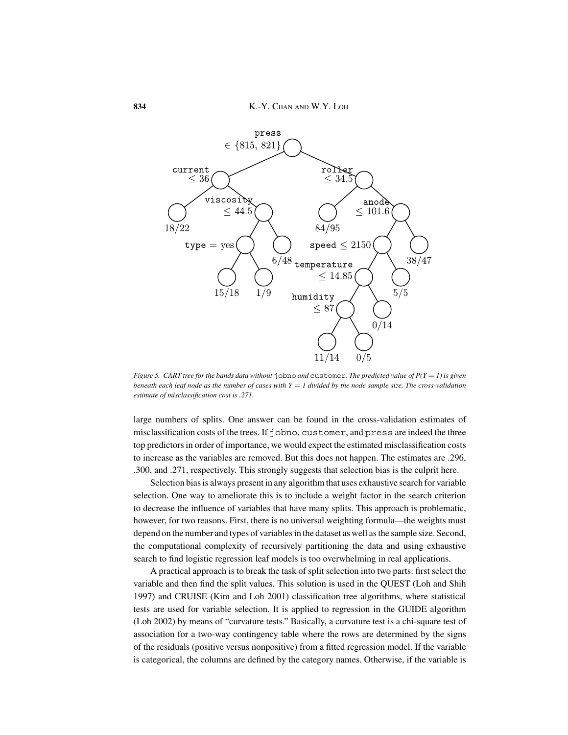Figure 5. *CART tree for the bands data without* jobno *and* customer. *The predicted value of* $P(Y = 1)$ *is given beneath each leaf node as the number of cases with* $Y = 1$ *divided by the node sample size. The cross-validation estimate of misclassification cost is .271.*

large numbers of splits. One answer can be found in the cross-validation estimates of misclassification costs of the trees. If jobno, customer, and press are indeed the three top predictors in order of importance, we would expect the estimated misclassification costs to increase as the variables are removed. But this does not happen. The estimates are .296, .300, and .271, respectively. This strongly suggests that selection bias is the culprit here.

Selection bias is always present in any algorithm that uses exhaustive search for variable selection. One way to ameliorate this is to include a weight factor in the search criterion to decrease the influence of variables that have many splits. This approach is problematic, however, for two reasons. First, there is no universal weighting formula—the weights must depend on the number and types of variables in the dataset as well as the sample size. Second, the computational complexity of recursively partitioning the data and using exhaustive search to find logistic regression leaf models is too overwhelming in real applications.

A practical approach is to break the task of split selection into two parts: first select the variable and then find the split values. This solution is used in the QUEST (Loh and Shih 1997) and CRUISE (Kim and Loh 2001) classification tree algorithms, where statistical tests are used for variable selection. It is applied to regression in the GUIDE algorithm (Loh 2002) by means of "curvature tests." Basically, a curvature test is a chi-square test of association for a two-way contingency table where the rows are determined by the signs of the residuals (positive versus nonpositive) from a fitted regression model. If the variable is categorical, the columns are defined by the category names. Otherwise, if the variable is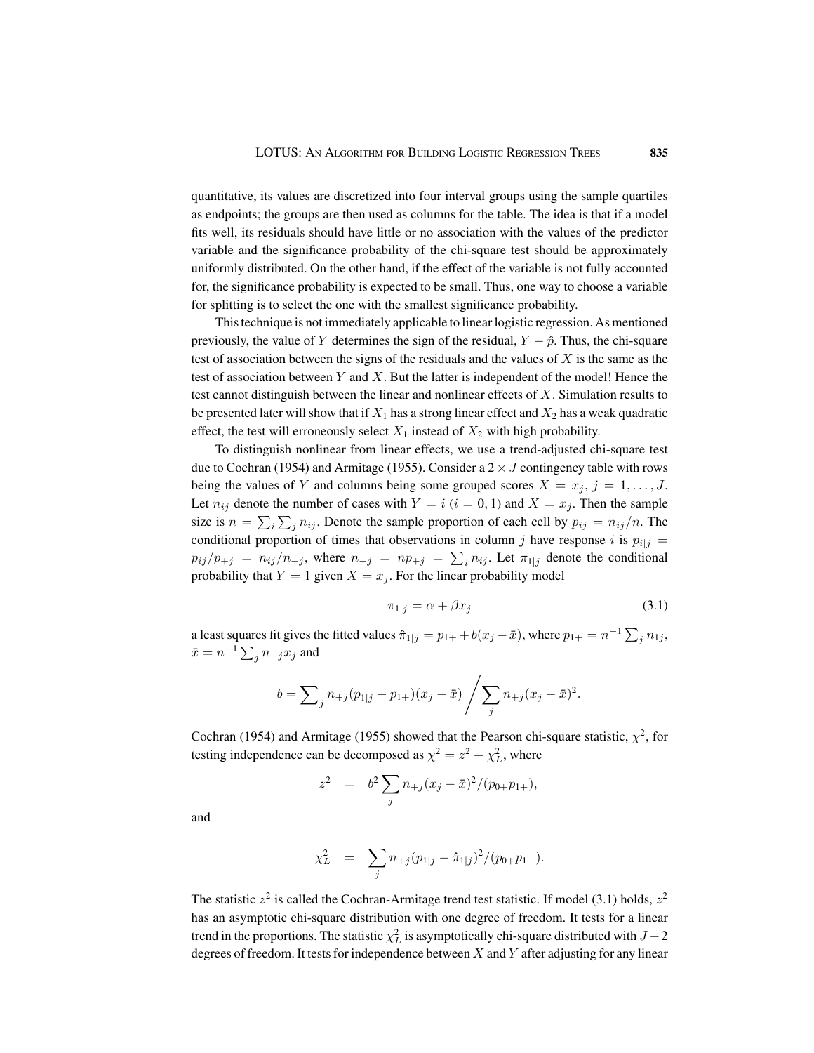quantitative, its values are discretized into four interval groups using the sample quartiles as endpoints; the groups are then used as columns for the table. The idea is that if a model fits well, its residuals should have little or no association with the values of the predictor variable and the significance probability of the chi-square test should be approximately uniformly distributed. On the other hand, if the effect of the variable is not fully accounted for, the significance probability is expected to be small. Thus, one way to choose a variable for splitting is to select the one with the smallest significance probability.

This technique is not immediately applicable to linear logistic regression. As mentioned previously, the value of $Y$ determines the sign of the residual, $Y - \hat{p}$. Thus, the chi-square test of association between the signs of the residuals and the values of $X$ is the same as the test of association between $Y$ and $X$. But the latter is independent of the model! Hence the test cannot distinguish between the linear and nonlinear effects of $X$. Simulation results to be presented later will show that if $X_1$ has a strong linear effect and $X_2$ has a weak quadratic effect, the test will erroneously select $X_1$ instead of $X_2$ with high probability.

To distinguish nonlinear from linear effects, we use a trend-adjusted chi-square test due to Cochran (1954) and Armitage (1955). Consider a $2 \times J$ contingency table with rows being the values of $Y$ and columns being some grouped scores $X = x_j$, $j = 1, \ldots, J$. Let $n_{ij}$ denote the number of cases with $Y = i$ ($i = 0, 1$) and $X = x_j$. Then the sample size is $n = \sum_i \sum_j n_{ij}$. Denote the sample proportion of each cell by $p_{ij} = n_{ij}/n$. The conditional proportion of times that observations in column $j$ have response $i$ is $p_{i|j} = p_{ij}/p_{+j} = n_{ij}/n_{+j}$, where $n_{+j} = np_{+j} = \sum_i n_{ij}$. Let $\pi_{1|j}$ denote the conditional probability that $Y = 1$ given $X = x_j$. For the linear probability model

$$\pi_{1|j} = \alpha + \beta x_j \tag{3.1}$$

a least squares fit gives the fitted values $\hat{\pi}_{1|j} = p_{1+} + b(x_j - \bar{x})$, where $p_{1+} = n^{-1} \sum_j n_{1j}$, $\bar{x} = n^{-1} \sum_j n_{+j} x_j$ and

$$b = \sum_j n_{+j}(p_{1|j} - p_{1+})(x_j - \bar{x}) \bigg/ \sum_j n_{+j}(x_j - \bar{x})^2.$$

Cochran (1954) and Armitage (1955) showed that the Pearson chi-square statistic, $\chi^2$, for testing independence can be decomposed as $\chi^2 = z^2 + \chi^2_L$, where

$$z^2 = b^2 \sum_j n_{+j}(x_j - \bar{x})^2/(p_{0+}p_{1+}),$$

and

$$\chi^2_L = \sum_j n_{+j}(p_{1|j} - \hat{\pi}_{1|j})^2/(p_{0+}p_{1+}).$$

The statistic $z^2$ is called the Cochran-Armitage trend test statistic. If model (3.1) holds, $z^2$ has an asymptotic chi-square distribution with one degree of freedom. It tests for a linear trend in the proportions. The statistic $\chi^2_L$ is asymptotically chi-square distributed with $J - 2$ degrees of freedom. It tests for independence between $X$ and $Y$ after adjusting for any linear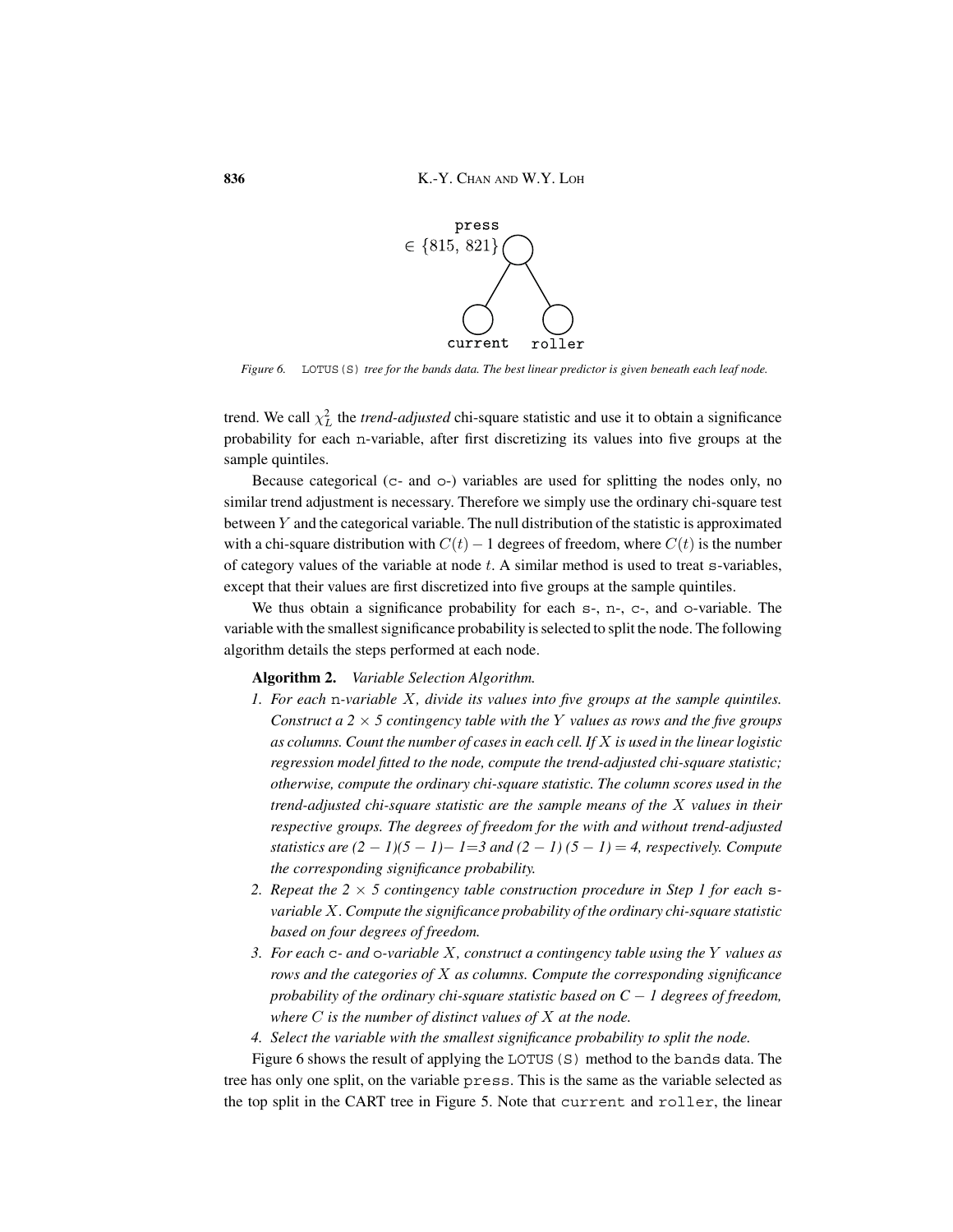press

$\in \{815, 821\}$

current roller

*Figure 6.* LOTUS(S) *tree for the bands data. The best linear predictor is given beneath each leaf node.*

trend. We call $\chi^2_L$ the *trend-adjusted* chi-square statistic and use it to obtain a significance probability for each n-variable, after first discretizing its values into five groups at the sample quintiles.

Because categorical (c- and o-) variables are used for splitting the nodes only, no similar trend adjustment is necessary. Therefore we simply use the ordinary chi-square test between $Y$ and the categorical variable. The null distribution of the statistic is approximated with a chi-square distribution with $C(t) - 1$ degrees of freedom, where $C(t)$ is the number of category values of the variable at node $t$. A similar method is used to treat s-variables, except that their values are first discretized into five groups at the sample quintiles.

We thus obtain a significance probability for each s-, n-, c-, and o-variable. The variable with the smallest significance probability is selected to split the node. The following algorithm details the steps performed at each node.

**Algorithm 2.** *Variable Selection Algorithm.*

1. *For each* n*-variable $X$, divide its values into five groups at the sample quintiles. Construct a $2 \times 5$ contingency table with the $Y$ values as rows and the five groups as columns. Count the number of cases in each cell. If $X$ is used in the linear logistic regression model fitted to the node, compute the trend-adjusted chi-square statistic; otherwise, compute the ordinary chi-square statistic. The column scores used in the trend-adjusted chi-square statistic are the sample means of the $X$ values in their respective groups. The degrees of freedom for the with and without trend-adjusted statistics are $(2-1)(5-1)-1=3$ and $(2-1)(5-1)=4$, respectively. Compute the corresponding significance probability.*
2. *Repeat the $2 \times 5$ contingency table construction procedure in Step 1 for each* s*-variable $X$. Compute the significance probability of the ordinary chi-square statistic based on four degrees of freedom.*
3. *For each* c*- and* o*-variable $X$, construct a contingency table using the $Y$ values as rows and the categories of $X$ as columns. Compute the corresponding significance probability of the ordinary chi-square statistic based on $C - 1$ degrees of freedom, where $C$ is the number of distinct values of $X$ at the node.*
4. *Select the variable with the smallest significance probability to split the node.*

Figure 6 shows the result of applying the LOTUS(S) method to the bands data. The tree has only one split, on the variable press. This is the same as the variable selected as the top split in the CART tree in Figure 5. Note that current and roller, the linear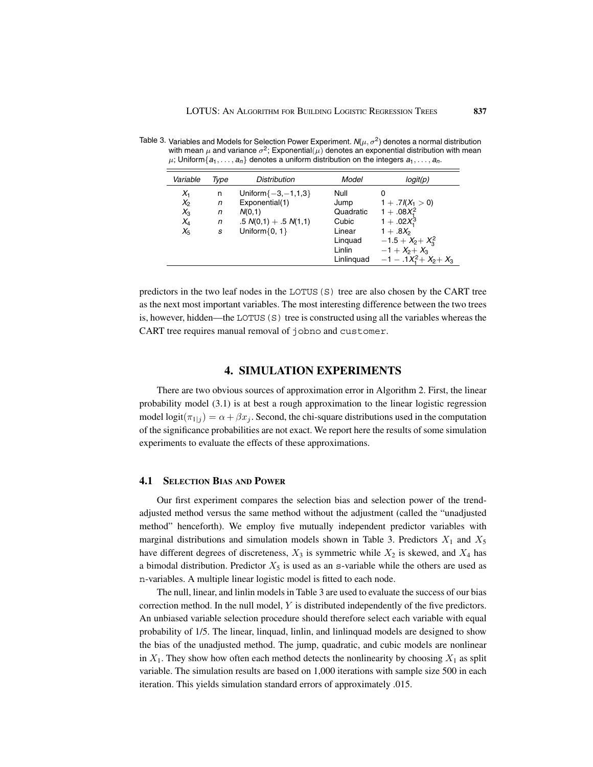Table 3. Variables and Models for Selection Power Experiment. $N(\mu, \sigma^2)$ denotes a normal distribution with mean $\mu$ and variance $\sigma^2$; Exponential($\mu$) denotes an exponential distribution with mean $\mu$; Uniform$\{a_1, \ldots, a_n\}$ denotes a uniform distribution on the integers $a_1, \ldots, a_n$.

| *Variable* | *Type* | *Distribution* | *Model* | *logit(p)* |
|---|---|---|---|---|
| $X_1$ | n | Uniform$\{-3,-1,1,3\}$ | Null | 0 |
| $X_2$ | n | Exponential(1) | Jump | $1 + .7I(X_1 > 0)$ |
| $X_3$ | n | $N(0,1)$ | Quadratic | $1 + .08X_1^2$ |
| $X_4$ | n | $.5\ N(0,1) + .5\ N(1,1)$ | Cubic | $1 + .02X_1^3$ |
| $X_5$ | s | Uniform$\{0, 1\}$ | Linear | $1 + .8X_2$ |
| | | | Linquad | $-1.5 + X_2 + X_3^2$ |
| | | | Linlin | $-1 + X_2 + X_3$ |
| | | | Linlinquad | $-1 - .1X_1^2 + X_2 + X_3$ |

predictors in the two leaf nodes in the LOTUS(S) tree are also chosen by the CART tree as the next most important variables. The most interesting difference between the two trees is, however, hidden—the LOTUS(S) tree is constructed using all the variables whereas the CART tree requires manual removal of jobno and customer.

## 4. SIMULATION EXPERIMENTS

There are two obvious sources of approximation error in Algorithm 2. First, the linear probability model (3.1) is at best a rough approximation to the linear logistic regression model $\text{logit}(\pi_{1|j}) = \alpha + \beta x_j$. Second, the chi-square distributions used in the computation of the significance probabilities are not exact. We report here the results of some simulation experiments to evaluate the effects of these approximations.

### 4.1 Selection Bias and Power

Our first experiment compares the selection bias and selection power of the trend-adjusted method versus the same method without the adjustment (called the "unadjusted method" henceforth). We employ five mutually independent predictor variables with marginal distributions and simulation models shown in Table 3. Predictors $X_1$ and $X_5$ have different degrees of discreteness, $X_3$ is symmetric while $X_2$ is skewed, and $X_4$ has a bimodal distribution. Predictor $X_5$ is used as an s-variable while the others are used as n-variables. A multiple linear logistic model is fitted to each node.

The null, linear, and linlin models in Table 3 are used to evaluate the success of our bias correction method. In the null model, $Y$ is distributed independently of the five predictors. An unbiased variable selection procedure should therefore select each variable with equal probability of 1/5. The linear, linquad, linlin, and linlinquad models are designed to show the bias of the unadjusted method. The jump, quadratic, and cubic models are nonlinear in $X_1$. They show how often each method detects the nonlinearity by choosing $X_1$ as split variable. The simulation results are based on 1,000 iterations with sample size 500 in each iteration. This yields simulation standard errors of approximately .015.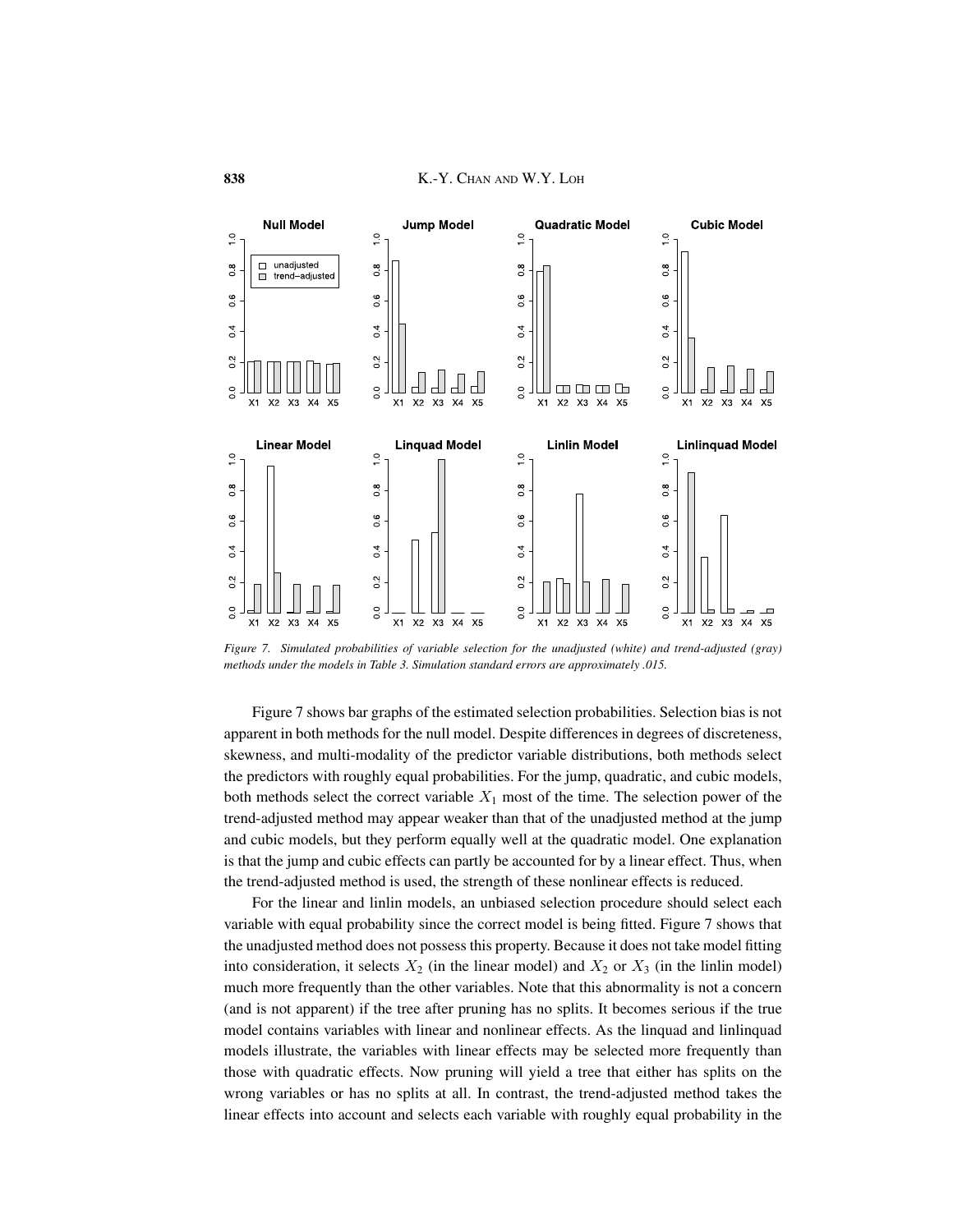*Figure 7. Simulated probabilities of variable selection for the unadjusted (white) and trend-adjusted (gray) methods under the models in Table 3. Simulation standard errors are approximately .015.*

Figure 7 shows bar graphs of the estimated selection probabilities. Selection bias is not apparent in both methods for the null model. Despite differences in degrees of discreteness, skewness, and multi-modality of the predictor variable distributions, both methods select the predictors with roughly equal probabilities. For the jump, quadratic, and cubic models, both methods select the correct variable $X_1$ most of the time. The selection power of the trend-adjusted method may appear weaker than that of the unadjusted method at the jump and cubic models, but they perform equally well at the quadratic model. One explanation is that the jump and cubic effects can partly be accounted for by a linear effect. Thus, when the trend-adjusted method is used, the strength of these nonlinear effects is reduced.

For the linear and linlin models, an unbiased selection procedure should select each variable with equal probability since the correct model is being fitted. Figure 7 shows that the unadjusted method does not possess this property. Because it does not take model fitting into consideration, it selects $X_2$ (in the linear model) and $X_2$ or $X_3$ (in the linlin model) much more frequently than the other variables. Note that this abnormality is not a concern (and is not apparent) if the tree after pruning has no splits. It becomes serious if the true model contains variables with linear and nonlinear effects. As the linquad and linlinquad models illustrate, the variables with linear effects may be selected more frequently than those with quadratic effects. Now pruning will yield a tree that either has splits on the wrong variables or has no splits at all. In contrast, the trend-adjusted method takes the linear effects into account and selects each variable with roughly equal probability in the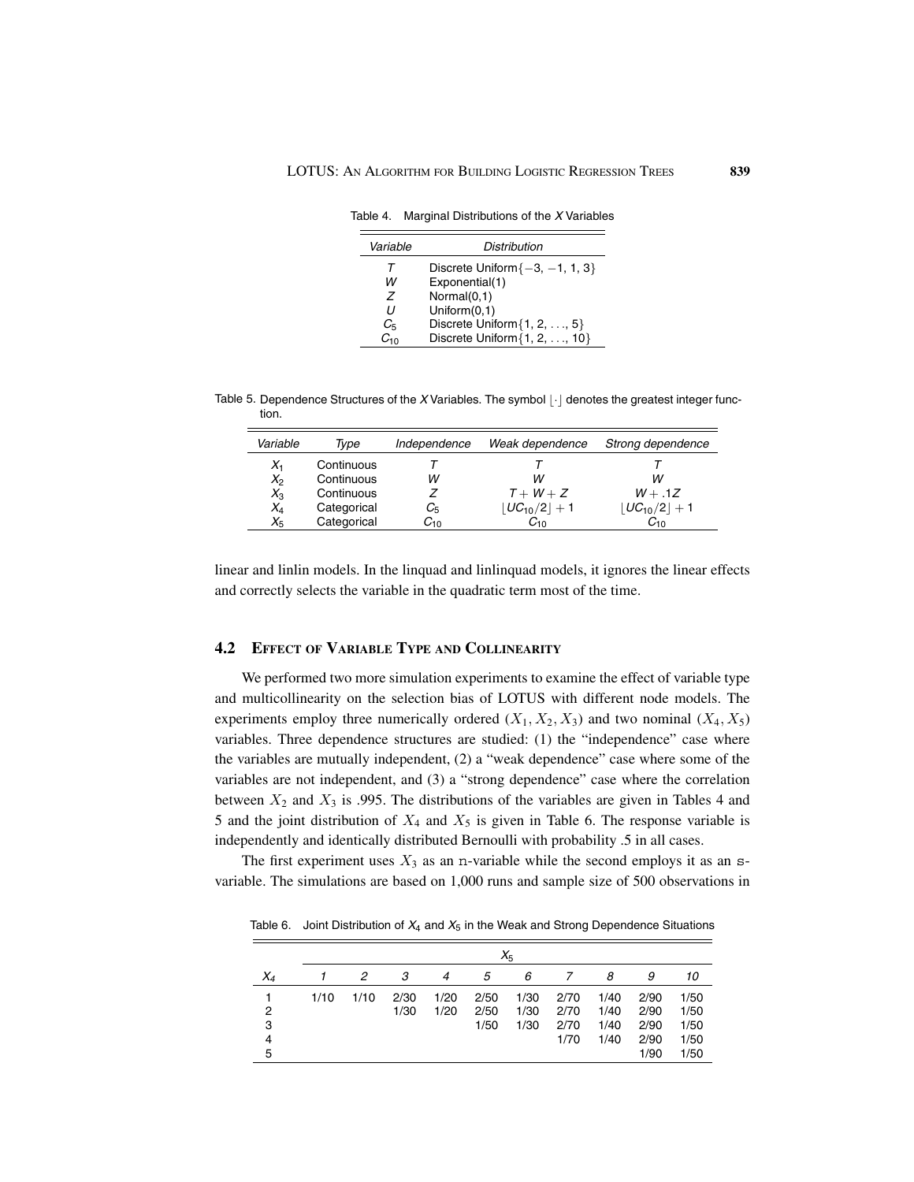Table 4. Marginal Distributions of the *X* Variables

| *Variable* | *Distribution* |
|---|---|
| $T$ | Discrete Uniform$\{-3, -1, 1, 3\}$ |
| $W$ | Exponential(1) |
| $Z$ | Normal(0,1) |
| $U$ | Uniform(0,1) |
| $C_5$ | Discrete Uniform$\{1, 2, \ldots, 5\}$ |
| $C_{10}$ | Discrete Uniform$\{1, 2, \ldots, 10\}$ |

Table 5. Dependence Structures of the *X* Variables. The symbol $\lfloor \cdot \rfloor$ denotes the greatest integer function.

| *Variable* | *Type* | *Independence* | *Weak dependence* | *Strong dependence* |
|---|---|---|---|---|
| $X_1$ | Continuous | $T$ | $T$ | $T$ |
| $X_2$ | Continuous | $W$ | $W$ | $W$ |
| $X_3$ | Continuous | $Z$ | $T + W + Z$ | $W + .1Z$ |
| $X_4$ | Categorical | $C_5$ | $\lfloor UC_{10}/2 \rfloor + 1$ | $\lfloor UC_{10}/2 \rfloor + 1$ |
| $X_5$ | Categorical | $C_{10}$ | $C_{10}$ | $C_{10}$ |

linear and linlin models. In the linquad and linlinquad models, it ignores the linear effects and correctly selects the variable in the quadratic term most of the time.

## 4.2 Effect of Variable Type and Collinearity

We performed two more simulation experiments to examine the effect of variable type and multicollinearity on the selection bias of LOTUS with different node models. The experiments employ three numerically ordered $(X_1, X_2, X_3)$ and two nominal $(X_4, X_5)$ variables. Three dependence structures are studied: (1) the "independence" case where the variables are mutually independent, (2) a "weak dependence" case where some of the variables are not independent, and (3) a "strong dependence" case where the correlation between $X_2$ and $X_3$ is .995. The distributions of the variables are given in Tables 4 and 5 and the joint distribution of $X_4$ and $X_5$ is given in Table 6. The response variable is independently and identically distributed Bernoulli with probability .5 in all cases.

The first experiment uses $X_3$ as an n-variable while the second employs it as an s-variable. The simulations are based on 1,000 runs and sample size of 500 observations in

Table 6. Joint Distribution of $X_4$ and $X_5$ in the Weak and Strong Dependence Situations

| | $X_5$ | | | | | | | | | |
|---|---|---|---|---|---|---|---|---|---|---|
| $X_4$ | *1* | *2* | *3* | *4* | *5* | *6* | *7* | *8* | *9* | *10* |
| 1 | 1/10 | 1/10 | 2/30 | 1/20 | 2/50 | 1/30 | 2/70 | 1/40 | 2/90 | 1/50 |
| 2 | | | 1/30 | 1/20 | 2/50 | 1/30 | 2/70 | 1/40 | 2/90 | 1/50 |
| 3 | | | | | 1/50 | 1/30 | 2/70 | 1/40 | 2/90 | 1/50 |
| 4 | | | | | | | 1/70 | 1/40 | 2/90 | 1/50 |
| 5 | | | | | | | | | 1/90 | 1/50 |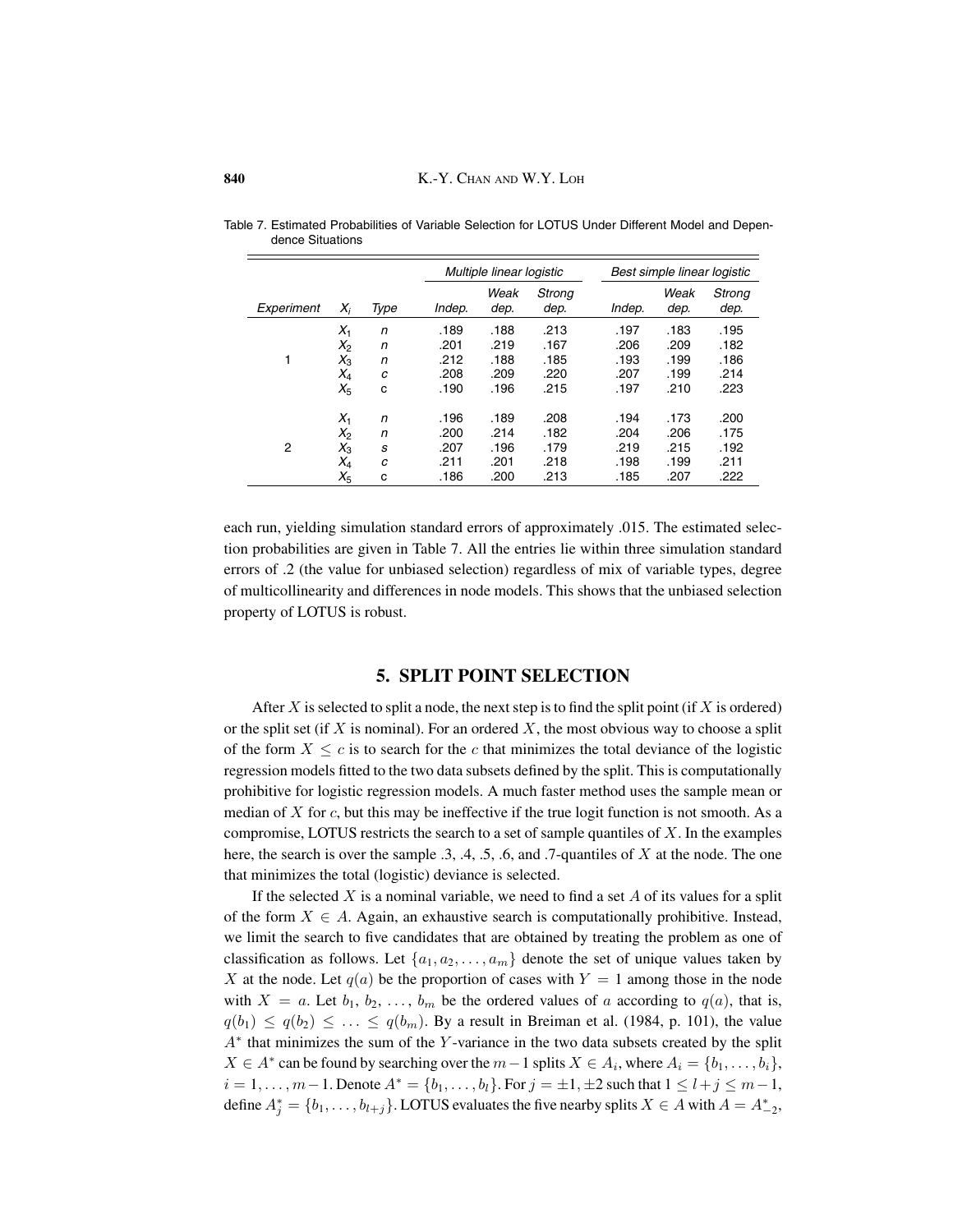Table 7. Estimated Probabilities of Variable Selection for LOTUS Under Different Model and Dependence Situations

| | | | *Multiple linear logistic* | | | *Best simple linear logistic* | | |
|---|---|---|---|---|---|---|---|---|
| *Experiment* | $X_i$ | *Type* | *Indep.* | *Weak dep.* | *Strong dep.* | *Indep.* | *Weak dep.* | *Strong dep.* |
| | $X_1$ | *n* | .189 | .188 | .213 | .197 | .183 | .195 |
| | $X_2$ | *n* | .201 | .219 | .167 | .206 | .209 | .182 |
| 1 | $X_3$ | *n* | .212 | .188 | .185 | .193 | .199 | .186 |
| | $X_4$ | *c* | .208 | .209 | .220 | .207 | .199 | .214 |
| | $X_5$ | c | .190 | .196 | .215 | .197 | .210 | .223 |
| | $X_1$ | *n* | .196 | .189 | .208 | .194 | .173 | .200 |
| | $X_2$ | *n* | .200 | .214 | .182 | .204 | .206 | .175 |
| 2 | $X_3$ | *s* | .207 | .196 | .179 | .219 | .215 | .192 |
| | $X_4$ | *c* | .211 | .201 | .218 | .198 | .199 | .211 |
| | $X_5$ | c | .186 | .200 | .213 | .185 | .207 | .222 |

each run, yielding simulation standard errors of approximately .015. The estimated selection probabilities are given in Table 7. All the entries lie within three simulation standard errors of .2 (the value for unbiased selection) regardless of mix of variable types, degree of multicollinearity and differences in node models. This shows that the unbiased selection property of LOTUS is robust.

## 5. SPLIT POINT SELECTION

After $X$ is selected to split a node, the next step is to find the split point (if $X$ is ordered) or the split set (if $X$ is nominal). For an ordered $X$, the most obvious way to choose a split of the form $X \leq c$ is to search for the $c$ that minimizes the total deviance of the logistic regression models fitted to the two data subsets defined by the split. This is computationally prohibitive for logistic regression models. A much faster method uses the sample mean or median of $X$ for $c$, but this may be ineffective if the true logit function is not smooth. As a compromise, LOTUS restricts the search to a set of sample quantiles of $X$. In the examples here, the search is over the sample .3, .4, .5, .6, and .7-quantiles of $X$ at the node. The one that minimizes the total (logistic) deviance is selected.

If the selected $X$ is a nominal variable, we need to find a set $A$ of its values for a split of the form $X \in A$. Again, an exhaustive search is computationally prohibitive. Instead, we limit the search to five candidates that are obtained by treating the problem as one of classification as follows. Let $\{a_1, a_2, \ldots, a_m\}$ denote the set of unique values taken by $X$ at the node. Let $q(a)$ be the proportion of cases with $Y = 1$ among those in the node with $X = a$. Let $b_1, b_2, \ldots, b_m$ be the ordered values of $a$ according to $q(a)$, that is, $q(b_1) \leq q(b_2) \leq \ldots \leq q(b_m)$. By a result in Breiman et al. (1984, p. 101), the value $A^*$ that minimizes the sum of the $Y$-variance in the two data subsets created by the split $X \in A^*$ can be found by searching over the $m-1$ splits $X \in A_i$, where $A_i = \{b_1, \ldots, b_i\}$, $i = 1, \ldots, m-1$. Denote $A^* = \{b_1, \ldots, b_l\}$. For $j = \pm 1, \pm 2$ such that $1 \leq l + j \leq m-1$, define $A_j^* = \{b_1, \ldots, b_{l+j}\}$. LOTUS evaluates the five nearby splits $X \in A$ with $A = A_{-2}^*$,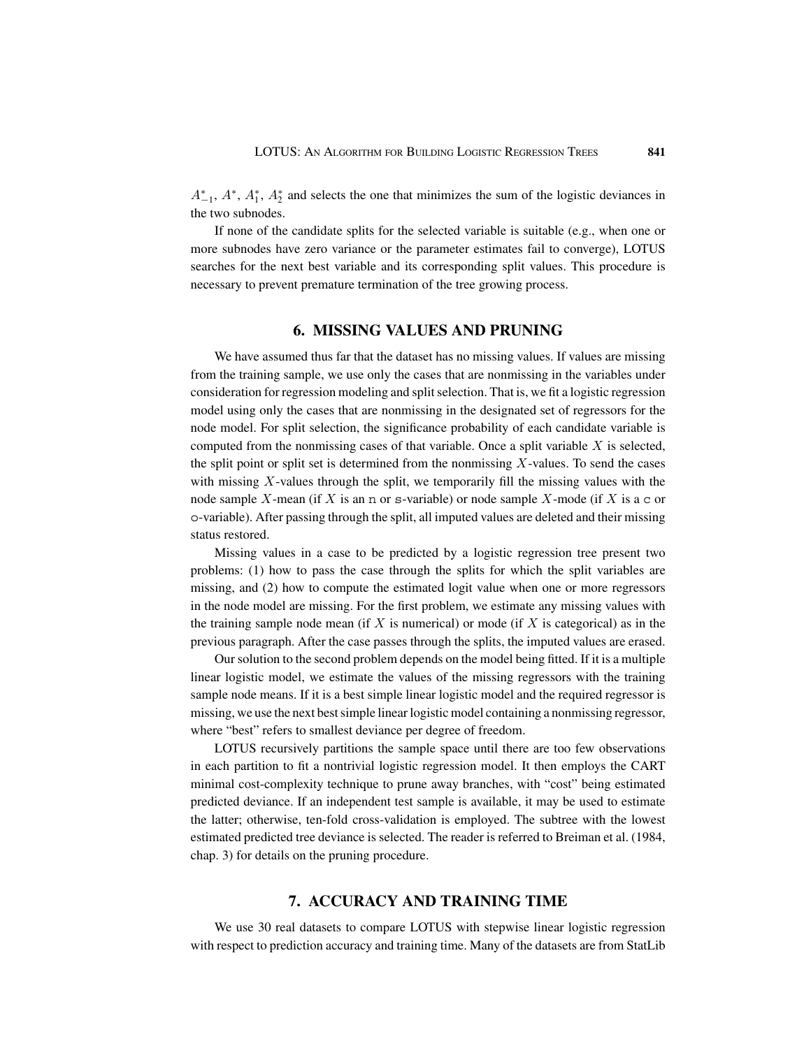$A^*_{-1}$, $A^*$, $A^*_1$, $A^*_2$ and selects the one that minimizes the sum of the logistic deviances in the two subnodes.

If none of the candidate splits for the selected variable is suitable (e.g., when one or more subnodes have zero variance or the parameter estimates fail to converge), LOTUS searches for the next best variable and its corresponding split values. This procedure is necessary to prevent premature termination of the tree growing process.

## 6. MISSING VALUES AND PRUNING

We have assumed thus far that the dataset has no missing values. If values are missing from the training sample, we use only the cases that are nonmissing in the variables under consideration for regression modeling and split selection. That is, we fit a logistic regression model using only the cases that are nonmissing in the designated set of regressors for the node model. For split selection, the significance probability of each candidate variable is computed from the nonmissing cases of that variable. Once a split variable $X$ is selected, the split point or split set is determined from the nonmissing $X$-values. To send the cases with missing $X$-values through the split, we temporarily fill the missing values with the node sample $X$-mean (if $X$ is an `n` or `s`-variable) or node sample $X$-mode (if $X$ is a `c` or `o`-variable). After passing through the split, all imputed values are deleted and their missing status restored.

Missing values in a case to be predicted by a logistic regression tree present two problems: (1) how to pass the case through the splits for which the split variables are missing, and (2) how to compute the estimated logit value when one or more regressors in the node model are missing. For the first problem, we estimate any missing values with the training sample node mean (if $X$ is numerical) or mode (if $X$ is categorical) as in the previous paragraph. After the case passes through the splits, the imputed values are erased.

Our solution to the second problem depends on the model being fitted. If it is a multiple linear logistic model, we estimate the values of the missing regressors with the training sample node means. If it is a best simple linear logistic model and the required regressor is missing, we use the next best simple linear logistic model containing a nonmissing regressor, where "best" refers to smallest deviance per degree of freedom.

LOTUS recursively partitions the sample space until there are too few observations in each partition to fit a nontrivial logistic regression model. It then employs the CART minimal cost-complexity technique to prune away branches, with "cost" being estimated predicted deviance. If an independent test sample is available, it may be used to estimate the latter; otherwise, ten-fold cross-validation is employed. The subtree with the lowest estimated predicted tree deviance is selected. The reader is referred to Breiman et al. (1984, chap. 3) for details on the pruning procedure.

## 7. ACCURACY AND TRAINING TIME

We use 30 real datasets to compare LOTUS with stepwise linear logistic regression with respect to prediction accuracy and training time. Many of the datasets are from StatLib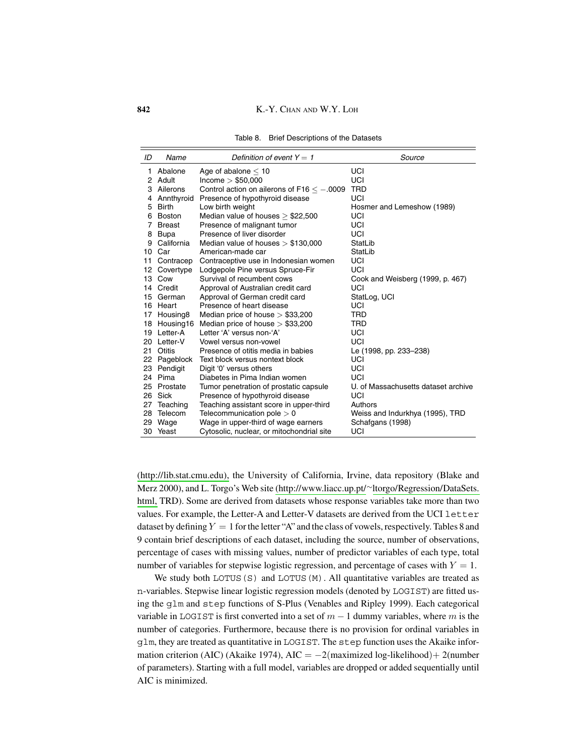Table 8. Brief Descriptions of the Datasets

| ID | Name | Definition of event Y = 1 | Source |
|---|---|---|---|
| 1 | Abalone | Age of abalone $\leq 10$ | UCI |
| 2 | Adult | Income > \$50,000 | UCI |
| 3 | Ailerons | Control action on ailerons of F16 $\leq -.0009$ | TRD |
| 4 | Annthyroid | Presence of hypothyroid disease | UCI |
| 5 | Birth | Low birth weight | Hosmer and Lemeshow (1989) |
| 6 | Boston | Median value of houses $\geq$ \$22,500 | UCI |
| 7 | Breast | Presence of malignant tumor | UCI |
| 8 | Bupa | Presence of liver disorder | UCI |
| 9 | California | Median value of houses > \$130,000 | StatLib |
| 10 | Car | American-made car | StatLib |
| 11 | Contracep | Contraceptive use in Indonesian women | UCI |
| 12 | Covertype | Lodgepole Pine versus Spruce-Fir | UCI |
| 13 | Cow | Survival of recumbent cows | Cook and Weisberg (1999, p. 467) |
| 14 | Credit | Approval of Australian credit card | UCI |
| 15 | German | Approval of German credit card | StatLog, UCI |
| 16 | Heart | Presence of heart disease | UCI |
| 17 | Housing8 | Median price of house > \$33,200 | TRD |
| 18 | Housing16 | Median price of house > \$33,200 | TRD |
| 19 | Letter-A | Letter 'A' versus non-'A' | UCI |
| 20 | Letter-V | Vowel versus non-vowel | UCI |
| 21 | Otitis | Presence of otitis media in babies | Le (1998, pp. 233–238) |
| 22 | Pageblock | Text block versus nontext block | UCI |
| 23 | Pendigit | Digit '0' versus others | UCI |
| 24 | Pima | Diabetes in Pima Indian women | UCI |
| 25 | Prostate | Tumor penetration of prostatic capsule | U. of Massachusetts dataset archive |
| 26 | Sick | Presence of hypothyroid disease | UCI |
| 27 | Teaching | Teaching assistant score in upper-third | Authors |
| 28 | Telecom | Telecommunication pole > 0 | Weiss and Indurkhya (1995), TRD |
| 29 | Wage | Wage in upper-third of wage earners | Schafgans (1998) |
| 30 | Yeast | Cytosolic, nuclear, or mitochondrial site | UCI |

(http://lib.stat.cmu.edu), the University of California, Irvine, data repository (Blake and Merz 2000), and L. Torgo's Web site (http://www.liacc.up.pt/~ltorgo/Regression/DataSets.html, TRD). Some are derived from datasets whose response variables take more than two values. For example, the Letter-A and Letter-V datasets are derived from the UCI `letter` dataset by defining $Y = 1$ for the letter "A" and the class of vowels, respectively. Tables 8 and 9 contain brief descriptions of each dataset, including the source, number of observations, percentage of cases with missing values, number of predictor variables of each type, total number of variables for stepwise logistic regression, and percentage of cases with $Y = 1$.

We study both `LOTUS(S)` and `LOTUS(M)`. All quantitative variables are treated as n-variables. Stepwise linear logistic regression models (denoted by `LOGIST`) are fitted using the `glm` and `step` functions of S-Plus (Venables and Ripley 1999). Each categorical variable in `LOGIST` is first converted into a set of $m - 1$ dummy variables, where $m$ is the number of categories. Furthermore, because there is no provision for ordinal variables in `glm`, they are treated as quantitative in `LOGIST`. The `step` function uses the Akaike information criterion (AIC) (Akaike 1974), AIC $= -2$(maximized log-likelihood)$+ 2$(number of parameters). Starting with a full model, variables are dropped or added sequentially until AIC is minimized.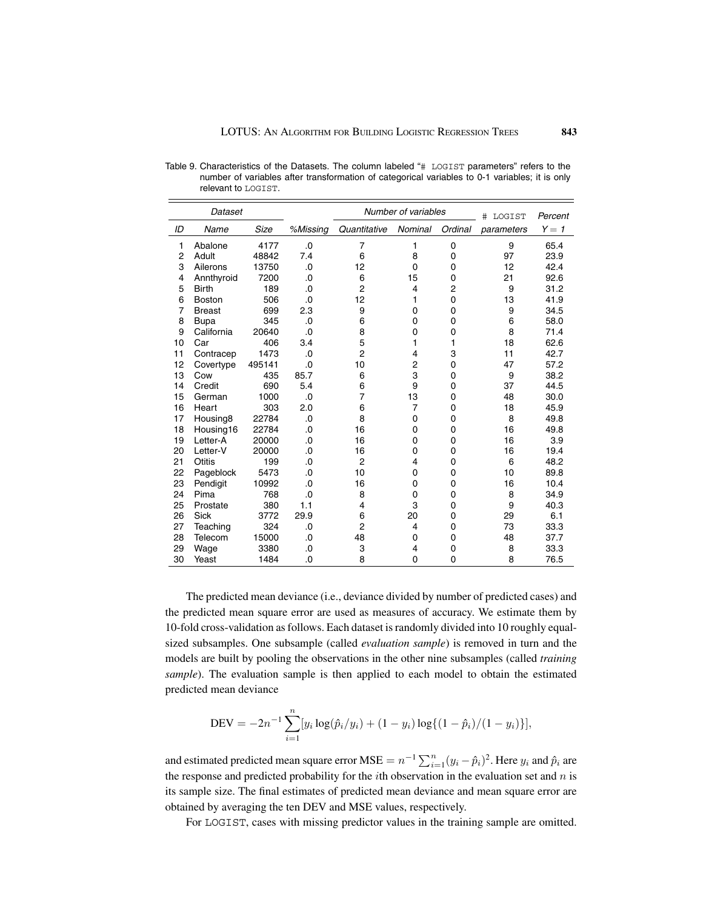Table 9. Characteristics of the Datasets. The column labeled "# LOGIST parameters" refers to the number of variables after transformation of categorical variables to 0-1 variables; it is only relevant to LOGIST.

| Dataset | | | | Number of variables | | | # LOGIST | Percent |
|---|---|---|---|---|---|---|---|---|
| *ID* | *Name* | *Size* | *%Missing* | *Quantitative* | *Nominal* | *Ordinal* | *parameters* | *Y = 1* |
| 1 | Abalone | 4177 | .0 | 7 | 1 | 0 | 9 | 65.4 |
| 2 | Adult | 48842 | 7.4 | 6 | 8 | 0 | 97 | 23.9 |
| 3 | Ailerons | 13750 | .0 | 12 | 0 | 0 | 12 | 42.4 |
| 4 | Annthyroid | 7200 | .0 | 6 | 15 | 0 | 21 | 92.6 |
| 5 | Birth | 189 | .0 | 2 | 4 | 2 | 9 | 31.2 |
| 6 | Boston | 506 | .0 | 12 | 1 | 0 | 13 | 41.9 |
| 7 | Breast | 699 | 2.3 | 9 | 0 | 0 | 9 | 34.5 |
| 8 | Bupa | 345 | .0 | 6 | 0 | 0 | 6 | 58.0 |
| 9 | California | 20640 | .0 | 8 | 0 | 0 | 8 | 71.4 |
| 10 | Car | 406 | 3.4 | 5 | 1 | 1 | 18 | 62.6 |
| 11 | Contracep | 1473 | .0 | 2 | 4 | 3 | 11 | 42.7 |
| 12 | Covertype | 495141 | .0 | 10 | 2 | 0 | 47 | 57.2 |
| 13 | Cow | 435 | 85.7 | 6 | 3 | 0 | 9 | 38.2 |
| 14 | Credit | 690 | 5.4 | 6 | 9 | 0 | 37 | 44.5 |
| 15 | German | 1000 | .0 | 7 | 13 | 0 | 48 | 30.0 |
| 16 | Heart | 303 | 2.0 | 6 | 7 | 0 | 18 | 45.9 |
| 17 | Housing8 | 22784 | .0 | 8 | 0 | 0 | 8 | 49.8 |
| 18 | Housing16 | 22784 | .0 | 16 | 0 | 0 | 16 | 49.8 |
| 19 | Letter-A | 20000 | .0 | 16 | 0 | 0 | 16 | 3.9 |
| 20 | Letter-V | 20000 | .0 | 16 | 0 | 0 | 16 | 19.4 |
| 21 | Otitis | 199 | .0 | 2 | 4 | 0 | 6 | 48.2 |
| 22 | Pageblock | 5473 | .0 | 10 | 0 | 0 | 10 | 89.8 |
| 23 | Pendigit | 10992 | .0 | 16 | 0 | 0 | 16 | 10.4 |
| 24 | Pima | 768 | .0 | 8 | 0 | 0 | 8 | 34.9 |
| 25 | Prostate | 380 | 1.1 | 4 | 3 | 0 | 9 | 40.3 |
| 26 | Sick | 3772 | 29.9 | 6 | 20 | 0 | 29 | 6.1 |
| 27 | Teaching | 324 | .0 | 2 | 4 | 0 | 73 | 33.3 |
| 28 | Telecom | 15000 | .0 | 48 | 0 | 0 | 48 | 37.7 |
| 29 | Wage | 3380 | .0 | 3 | 4 | 0 | 8 | 33.3 |
| 30 | Yeast | 1484 | .0 | 8 | 0 | 0 | 8 | 76.5 |

The predicted mean deviance (i.e., deviance divided by number of predicted cases) and the predicted mean square error are used as measures of accuracy. We estimate them by 10-fold cross-validation as follows. Each dataset is randomly divided into 10 roughly equal-sized subsamples. One subsample (called *evaluation sample*) is removed in turn and the models are built by pooling the observations in the other nine subsamples (called *training sample*). The evaluation sample is then applied to each model to obtain the estimated predicted mean deviance

$$\text{DEV} = -2n^{-1} \sum_{i=1}^{n} [y_i \log(\hat{p}_i / y_i) + (1 - y_i) \log\{(1 - \hat{p}_i)/(1 - y_i)\}],$$

and estimated predicted mean square error $\text{MSE} = n^{-1} \sum_{i=1}^{n} (y_i - \hat{p}_i)^2$. Here $y_i$ and $\hat{p}_i$ are the response and predicted probability for the $i$th observation in the evaluation set and $n$ is its sample size. The final estimates of predicted mean deviance and mean square error are obtained by averaging the ten DEV and MSE values, respectively.

For LOGIST, cases with missing predictor values in the training sample are omitted.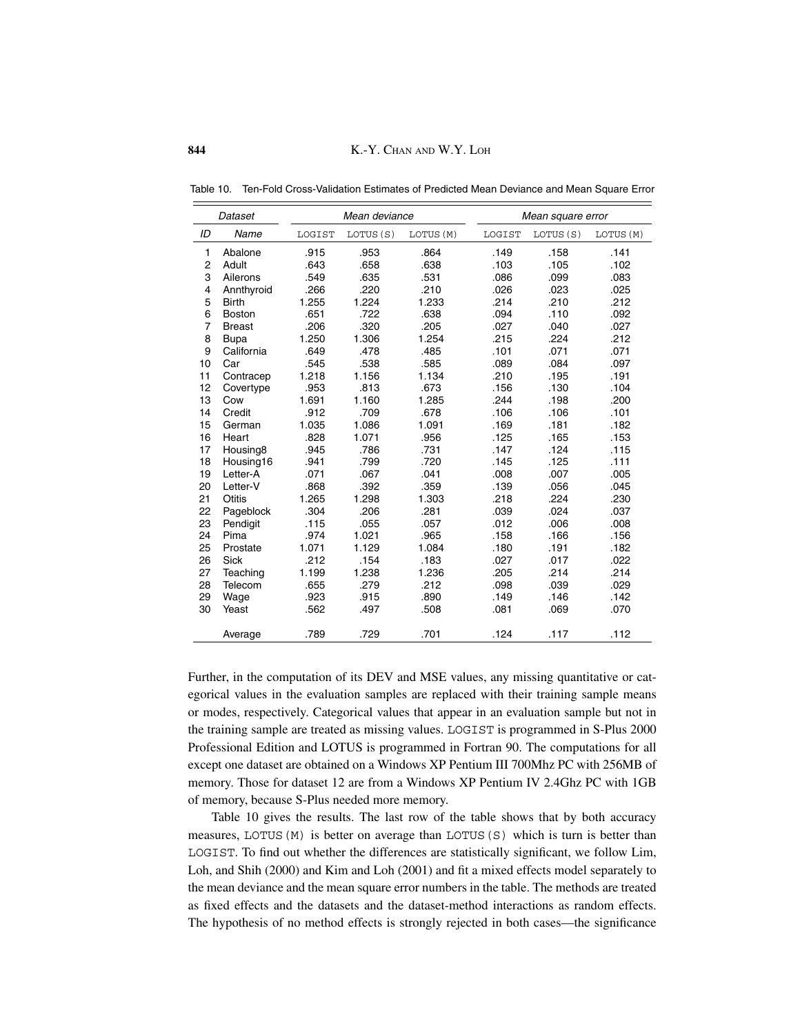Table 10. Ten-Fold Cross-Validation Estimates of Predicted Mean Deviance and Mean Square Error

| *Dataset* | | *Mean deviance* | | | *Mean square error* | | |
|---|---|---|---|---|---|---|---|
| *ID* | *Name* | LOGIST | LOTUS(S) | LOTUS(M) | LOGIST | LOTUS(S) | LOTUS(M) |
| 1 | Abalone | .915 | .953 | .864 | .149 | .158 | .141 |
| 2 | Adult | .643 | .658 | .638 | .103 | .105 | .102 |
| 3 | Ailerons | .549 | .635 | .531 | .086 | .099 | .083 |
| 4 | Annthyroid | .266 | .220 | .210 | .026 | .023 | .025 |
| 5 | Birth | 1.255 | 1.224 | 1.233 | .214 | .210 | .212 |
| 6 | Boston | .651 | .722 | .638 | .094 | .110 | .092 |
| 7 | Breast | .206 | .320 | .205 | .027 | .040 | .027 |
| 8 | Bupa | 1.250 | 1.306 | 1.254 | .215 | .224 | .212 |
| 9 | California | .649 | .478 | .485 | .101 | .071 | .071 |
| 10 | Car | .545 | .538 | .585 | .089 | .084 | .097 |
| 11 | Contracep | 1.218 | 1.156 | 1.134 | .210 | .195 | .191 |
| 12 | Covertype | .953 | .813 | .673 | .156 | .130 | .104 |
| 13 | Cow | 1.691 | 1.160 | 1.285 | .244 | .198 | .200 |
| 14 | Credit | .912 | .709 | .678 | .106 | .106 | .101 |
| 15 | German | 1.035 | 1.086 | 1.091 | .169 | .181 | .182 |
| 16 | Heart | .828 | 1.071 | .956 | .125 | .165 | .153 |
| 17 | Housing8 | .945 | .786 | .731 | .147 | .124 | .115 |
| 18 | Housing16 | .941 | .799 | .720 | .145 | .125 | .111 |
| 19 | Letter-A | .071 | .067 | .041 | .008 | .007 | .005 |
| 20 | Letter-V | .868 | .392 | .359 | .139 | .056 | .045 |
| 21 | Otitis | 1.265 | 1.298 | 1.303 | .218 | .224 | .230 |
| 22 | Pageblock | .304 | .206 | .281 | .039 | .024 | .037 |
| 23 | Pendigit | .115 | .055 | .057 | .012 | .006 | .008 |
| 24 | Pima | .974 | 1.021 | .965 | .158 | .166 | .156 |
| 25 | Prostate | 1.071 | 1.129 | 1.084 | .180 | .191 | .182 |
| 26 | Sick | .212 | .154 | .183 | .027 | .017 | .022 |
| 27 | Teaching | 1.199 | 1.238 | 1.236 | .205 | .214 | .214 |
| 28 | Telecom | .655 | .279 | .212 | .098 | .039 | .029 |
| 29 | Wage | .923 | .915 | .890 | .149 | .146 | .142 |
| 30 | Yeast | .562 | .497 | .508 | .081 | .069 | .070 |
| | Average | .789 | .729 | .701 | .124 | .117 | .112 |

Further, in the computation of its DEV and MSE values, any missing quantitative or categorical values in the evaluation samples are replaced with their training sample means or modes, respectively. Categorical values that appear in an evaluation sample but not in the training sample are treated as missing values. LOGIST is programmed in S-Plus 2000 Professional Edition and LOTUS is programmed in Fortran 90. The computations for all except one dataset are obtained on a Windows XP Pentium III 700Mhz PC with 256MB of memory. Those for dataset 12 are from a Windows XP Pentium IV 2.4Ghz PC with 1GB of memory, because S-Plus needed more memory.

Table 10 gives the results. The last row of the table shows that by both accuracy measures, LOTUS(M) is better on average than LOTUS(S) which is turn is better than LOGIST. To find out whether the differences are statistically significant, we follow Lim, Loh, and Shih (2000) and Kim and Loh (2001) and fit a mixed effects model separately to the mean deviance and the mean square error numbers in the table. The methods are treated as fixed effects and the datasets and the dataset-method interactions as random effects. The hypothesis of no method effects is strongly rejected in both cases—the significance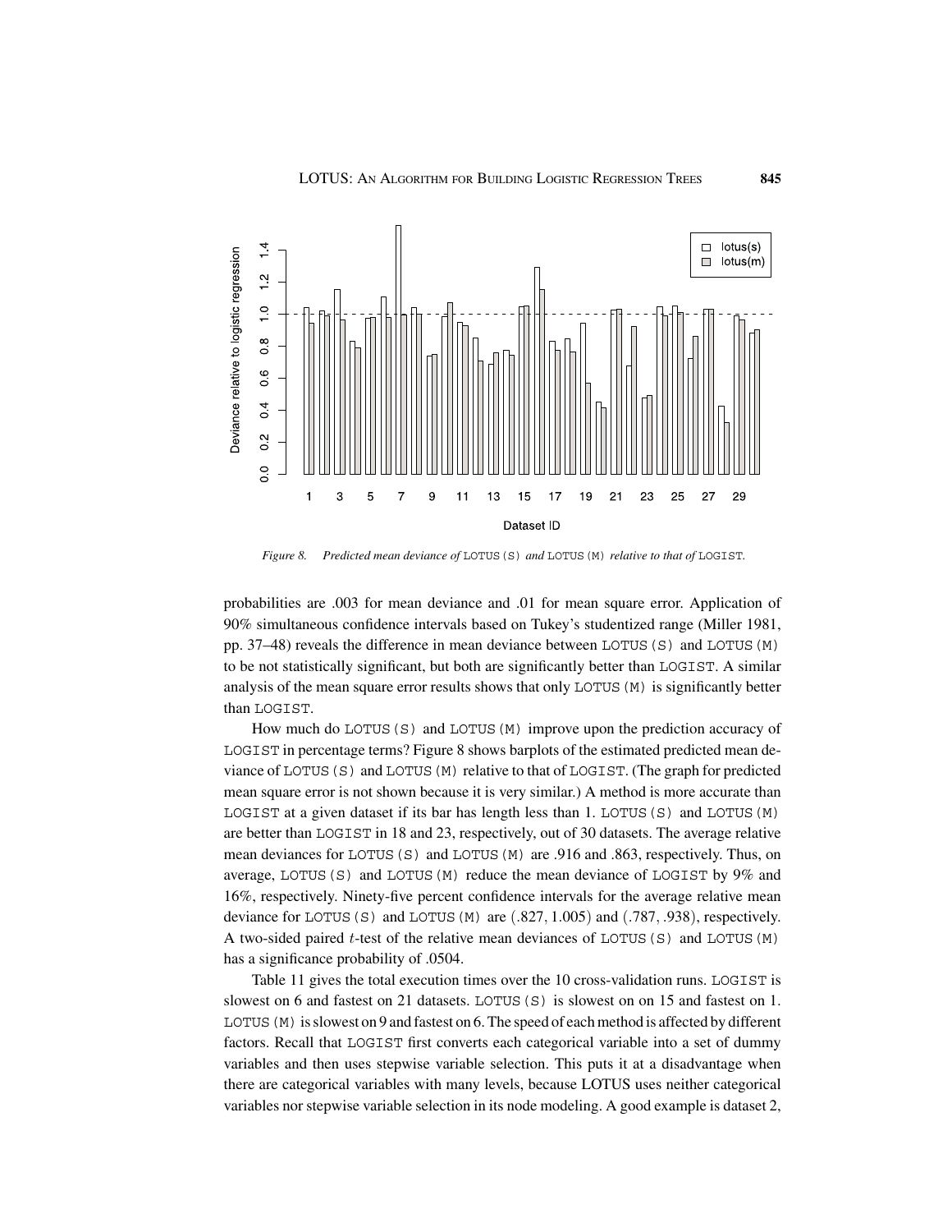*Figure 8. Predicted mean deviance of* LOTUS(S) *and* LOTUS(M) *relative to that of* LOGIST*.*

probabilities are .003 for mean deviance and .01 for mean square error. Application of 90% simultaneous confidence intervals based on Tukey's studentized range (Miller 1981, pp. 37–48) reveals the difference in mean deviance between LOTUS(S) and LOTUS(M) to be not statistically significant, but both are significantly better than LOGIST. A similar analysis of the mean square error results shows that only LOTUS(M) is significantly better than LOGIST.

How much do LOTUS(S) and LOTUS(M) improve upon the prediction accuracy of LOGIST in percentage terms? Figure 8 shows barplots of the estimated predicted mean deviance of LOTUS(S) and LOTUS(M) relative to that of LOGIST. (The graph for predicted mean square error is not shown because it is very similar.) A method is more accurate than LOGIST at a given dataset if its bar has length less than 1. LOTUS(S) and LOTUS(M) are better than LOGIST in 18 and 23, respectively, out of 30 datasets. The average relative mean deviances for LOTUS(S) and LOTUS(M) are .916 and .863, respectively. Thus, on average, LOTUS(S) and LOTUS(M) reduce the mean deviance of LOGIST by 9% and 16%, respectively. Ninety-five percent confidence intervals for the average relative mean deviance for LOTUS(S) and LOTUS(M) are $(.827, 1.005)$ and $(.787, .938)$, respectively. A two-sided paired $t$-test of the relative mean deviances of LOTUS(S) and LOTUS(M) has a significance probability of .0504.

Table 11 gives the total execution times over the 10 cross-validation runs. LOGIST is slowest on 6 and fastest on 21 datasets. LOTUS(S) is slowest on on 15 and fastest on 1. LOTUS(M) is slowest on 9 and fastest on 6. The speed of each method is affected by different factors. Recall that LOGIST first converts each categorical variable into a set of dummy variables and then uses stepwise variable selection. This puts it at a disadvantage when there are categorical variables with many levels, because LOTUS uses neither categorical variables nor stepwise variable selection in its node modeling. A good example is dataset 2,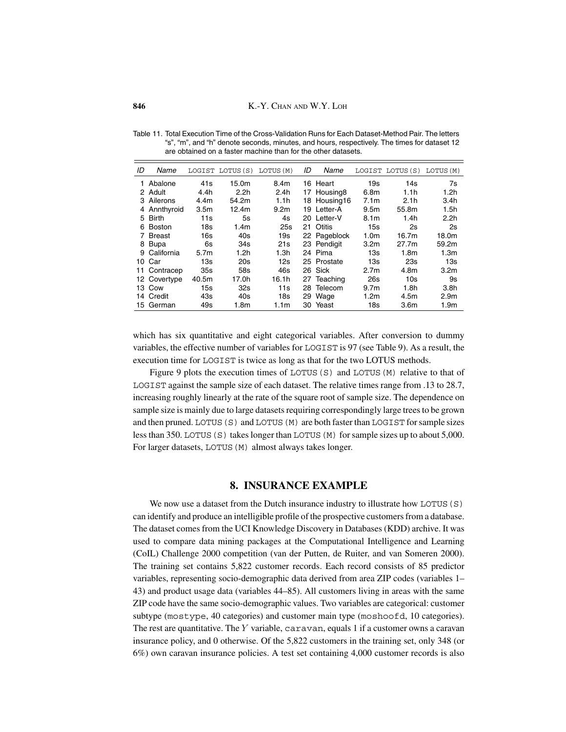Table 11. Total Execution Time of the Cross-Validation Runs for Each Dataset-Method Pair. The letters "s", "m", and "h" denote seconds, minutes, and hours, respectively. The times for dataset 12 are obtained on a faster machine than for the other datasets.

| ID | Name | LOGIST | LOTUS(S) | LOTUS(M) | ID | Name | LOGIST | LOTUS(S) | LOTUS(M) |
|---|---|---|---|---|---|---|---|---|---|
| 1 | Abalone | 41s | 15.0m | 8.4m | 16 | Heart | 19s | 14s | 7s |
| 2 | Adult | 4.4h | 2.2h | 2.4h | 17 | Housing8 | 6.8m | 1.1h | 1.2h |
| 3 | Ailerons | 4.4m | 54.2m | 1.1h | 18 | Housing16 | 7.1m | 2.1h | 3.4h |
| 4 | Annthyroid | 3.5m | 12.4m | 9.2m | 19 | Letter-A | 9.5m | 55.8m | 1.5h |
| 5 | Birth | 11s | 5s | 4s | 20 | Letter-V | 8.1m | 1.4h | 2.2h |
| 6 | Boston | 18s | 1.4m | 25s | 21 | Otitis | 15s | 2s | 2s |
| 7 | Breast | 16s | 40s | 19s | 22 | Pageblock | 1.0m | 16.7m | 18.0m |
| 8 | Bupa | 6s | 34s | 21s | 23 | Pendigit | 3.2m | 27.7m | 59.2m |
| 9 | California | 5.7m | 1.2h | 1.3h | 24 | Pima | 13s | 1.8m | 1.3m |
| 10 | Car | 13s | 20s | 12s | 25 | Prostate | 13s | 23s | 13s |
| 11 | Contracep | 35s | 58s | 46s | 26 | Sick | 2.7m | 4.8m | 3.2m |
| 12 | Covertype | 40.5m | 17.0h | 16.1h | 27 | Teaching | 26s | 10s | 9s |
| 13 | Cow | 15s | 32s | 11s | 28 | Telecom | 9.7m | 1.8h | 3.8h |
| 14 | Credit | 43s | 40s | 18s | 29 | Wage | 1.2m | 4.5m | 2.9m |
| 15 | German | 49s | 1.8m | 1.1m | 30 | Yeast | 18s | 3.6m | 1.9m |

which has six quantitative and eight categorical variables. After conversion to dummy variables, the effective number of variables for LOGIST is 97 (see Table 9). As a result, the execution time for LOGIST is twice as long as that for the two LOTUS methods.

Figure 9 plots the execution times of LOTUS(S) and LOTUS(M) relative to that of LOGIST against the sample size of each dataset. The relative times range from .13 to 28.7, increasing roughly linearly at the rate of the square root of sample size. The dependence on sample size is mainly due to large datasets requiring correspondingly large trees to be grown and then pruned. LOTUS(S) and LOTUS(M) are both faster than LOGIST for sample sizes less than 350. LOTUS(S) takes longer than LOTUS(M) for sample sizes up to about 5,000. For larger datasets, LOTUS(M) almost always takes longer.

## 8. INSURANCE EXAMPLE

We now use a dataset from the Dutch insurance industry to illustrate how LOTUS(S) can identify and produce an intelligible profile of the prospective customers from a database. The dataset comes from the UCI Knowledge Discovery in Databases (KDD) archive. It was used to compare data mining packages at the Computational Intelligence and Learning (CoIL) Challenge 2000 competition (van der Putten, de Ruiter, and van Someren 2000). The training set contains 5,822 customer records. Each record consists of 85 predictor variables, representing socio-demographic data derived from area ZIP codes (variables 1–43) and product usage data (variables 44–85). All customers living in areas with the same ZIP code have the same socio-demographic values. Two variables are categorical: customer subtype (mostype, 40 categories) and customer main type (moshoofd, 10 categories). The rest are quantitative. The $Y$ variable, caravan, equals 1 if a customer owns a caravan insurance policy, and 0 otherwise. Of the 5,822 customers in the training set, only 348 (or 6%) own caravan insurance policies. A test set containing 4,000 customer records is also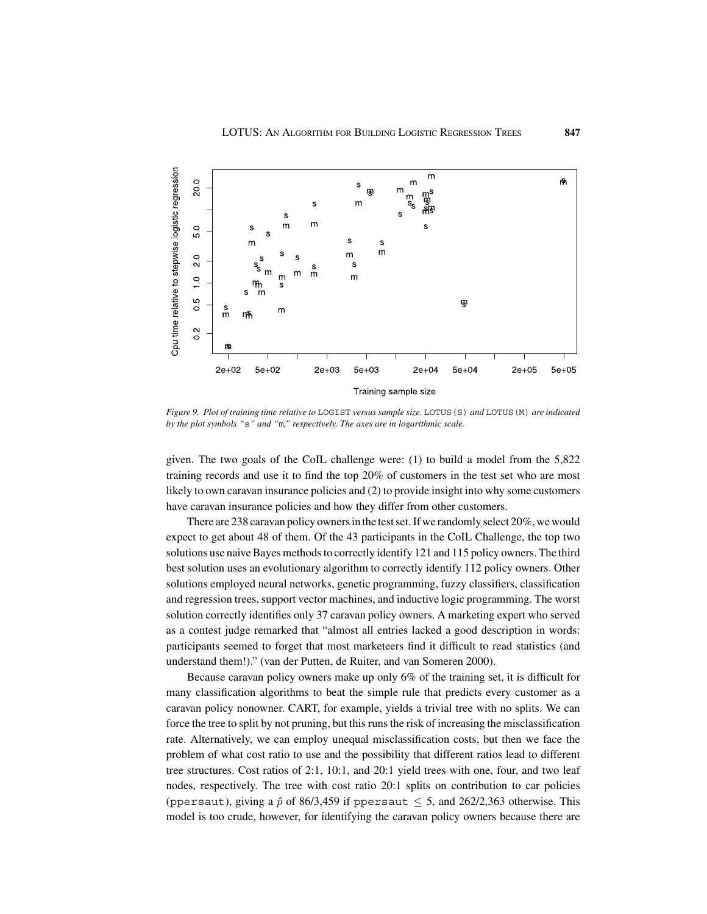Figure 9. Plot of training time relative to LOGIST versus sample size. LOTUS(S) and LOTUS(M) are indicated by the plot symbols "s" and "m," respectively. The axes are in logarithmic scale.

given. The two goals of the CoIL challenge were: (1) to build a model from the 5,822 training records and use it to find the top 20% of customers in the test set who are most likely to own caravan insurance policies and (2) to provide insight into why some customers have caravan insurance policies and how they differ from other customers.

There are 238 caravan policy owners in the test set. If we randomly select 20%, we would expect to get about 48 of them. Of the 43 participants in the CoIL Challenge, the top two solutions use naive Bayes methods to correctly identify 121 and 115 policy owners. The third best solution uses an evolutionary algorithm to correctly identify 112 policy owners. Other solutions employed neural networks, genetic programming, fuzzy classifiers, classification and regression trees, support vector machines, and inductive logic programming. The worst solution correctly identifies only 37 caravan policy owners. A marketing expert who served as a contest judge remarked that "almost all entries lacked a good description in words: participants seemed to forget that most marketeers find it difficult to read statistics (and understand them!)." (van der Putten, de Ruiter, and van Someren 2000).

Because caravan policy owners make up only 6% of the training set, it is difficult for many classification algorithms to beat the simple rule that predicts every customer as a caravan policy nonowner. CART, for example, yields a trivial tree with no splits. We can force the tree to split by not pruning, but this runs the risk of increasing the misclassification rate. Alternatively, we can employ unequal misclassification costs, but then we face the problem of what cost ratio to use and the possibility that different ratios lead to different tree structures. Cost ratios of 2:1, 10:1, and 20:1 yield trees with one, four, and two leaf nodes, respectively. The tree with cost ratio 20:1 splits on contribution to car policies (ppersaut), giving a $\hat{p}$ of 86/3,459 if ppersaut $\leq 5$, and 262/2,363 otherwise. This model is too crude, however, for identifying the caravan policy owners because there are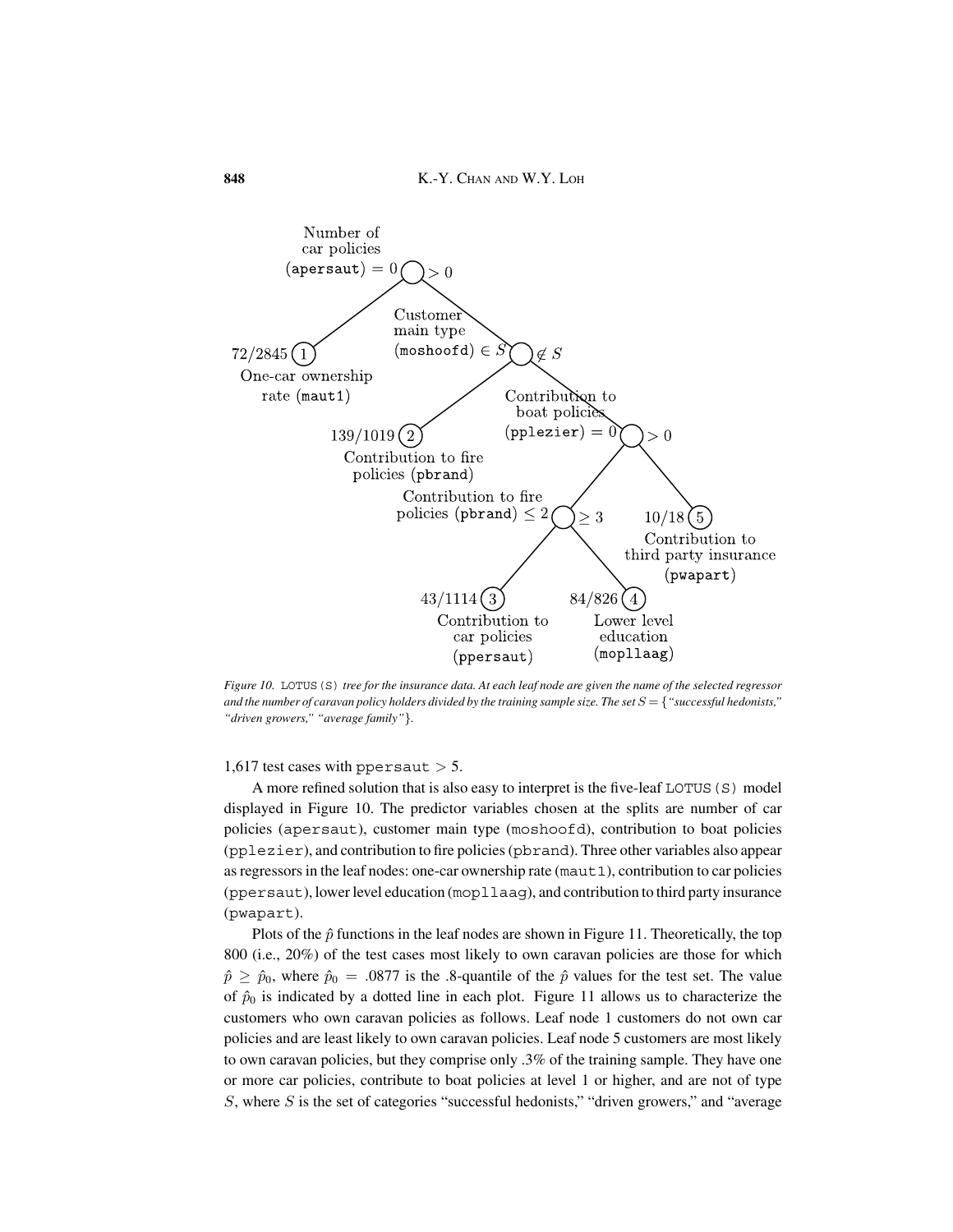Number of car policies (apersaut) = 0 | > 0

72/2845 (1) One-car ownership rate (maut1)

Customer main type (moshoofd) $\in S$ | $\notin S$

139/1019 (2) Contribution to fire policies (pbrand)

Contribution to boat policies (pplezier) = 0 | > 0

Contribution to fire policies (pbrand) $\leq 2$ | $\geq 3$

10/18 (5) Contribution to third party insurance (pwapart)

43/1114 (3) Contribution to car policies (ppersaut)

84/826 (4) Lower level education (mopllaag)

*Figure 10.* LOTUS(S) *tree for the insurance data. At each leaf node are given the name of the selected regressor and the number of caravan policy holders divided by the training sample size. The set $S = \{$"successful hedonists," "driven growers," "average family"$\}$.*

1,617 test cases with ppersaut > 5.

A more refined solution that is also easy to interpret is the five-leaf LOTUS(S) model displayed in Figure 10. The predictor variables chosen at the splits are number of car policies (apersaut), customer main type (moshoofd), contribution to boat policies (pplezier), and contribution to fire policies (pbrand). Three other variables also appear as regressors in the leaf nodes: one-car ownership rate (maut1), contribution to car policies (ppersaut), lower level education (mopllaag), and contribution to third party insurance (pwapart).

Plots of the $\hat{p}$ functions in the leaf nodes are shown in Figure 11. Theoretically, the top 800 (i.e., 20%) of the test cases most likely to own caravan policies are those for which $\hat{p} \geq \hat{p}_0$, where $\hat{p}_0 = .0877$ is the .8-quantile of the $\hat{p}$ values for the test set. The value of $\hat{p}_0$ is indicated by a dotted line in each plot. Figure 11 allows us to characterize the customers who own caravan policies as follows. Leaf node 1 customers do not own car policies and are least likely to own caravan policies. Leaf node 5 customers are most likely to own caravan policies, but they comprise only .3% of the training sample. They have one or more car policies, contribute to boat policies at level 1 or higher, and are not of type $S$, where $S$ is the set of categories "successful hedonists," "driven growers," and "average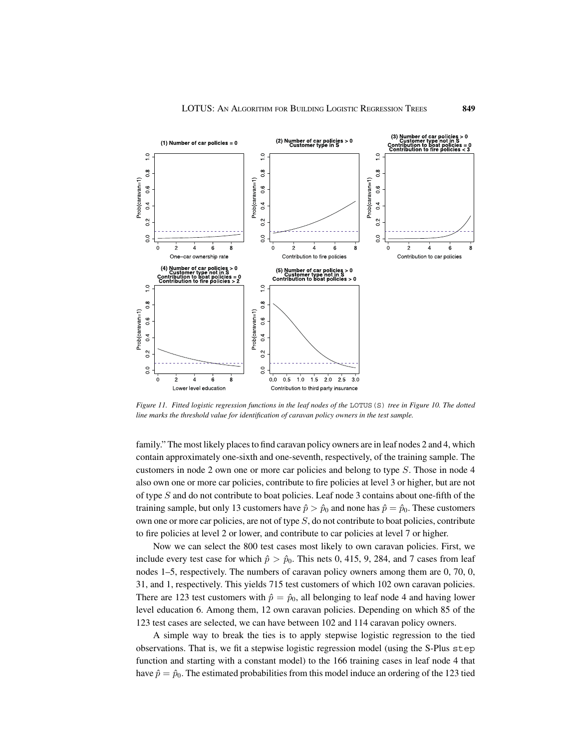*Figure 11. Fitted logistic regression functions in the leaf nodes of the* LOTUS(S) *tree in Figure 10. The dotted line marks the threshold value for identification of caravan policy owners in the test sample.*

family." The most likely places to find caravan policy owners are in leaf nodes 2 and 4, which contain approximately one-sixth and one-seventh, respectively, of the training sample. The customers in node 2 own one or more car policies and belong to type $S$. Those in node 4 also own one or more car policies, contribute to fire policies at level 3 or higher, but are not of type $S$ and do not contribute to boat policies. Leaf node 3 contains about one-fifth of the training sample, but only 13 customers have $\hat{p} > \hat{p}_0$ and none has $\hat{p} = \hat{p}_0$. These customers own one or more car policies, are not of type $S$, do not contribute to boat policies, contribute to fire policies at level 2 or lower, and contribute to car policies at level 7 or higher.

Now we can select the 800 test cases most likely to own caravan policies. First, we include every test case for which $\hat{p} > \hat{p}_0$. This nets 0, 415, 9, 284, and 7 cases from leaf nodes 1–5, respectively. The numbers of caravan policy owners among them are 0, 70, 0, 31, and 1, respectively. This yields 715 test customers of which 102 own caravan policies. There are 123 test customers with $\hat{p} = \hat{p}_0$, all belonging to leaf node 4 and having lower level education 6. Among them, 12 own caravan policies. Depending on which 85 of the 123 test cases are selected, we can have between 102 and 114 caravan policy owners.

A simple way to break the ties is to apply stepwise logistic regression to the tied observations. That is, we fit a stepwise logistic regression model (using the S-Plus `step` function and starting with a constant model) to the 166 training cases in leaf node 4 that have $\hat{p} = \hat{p}_0$. The estimated probabilities from this model induce an ordering of the 123 tied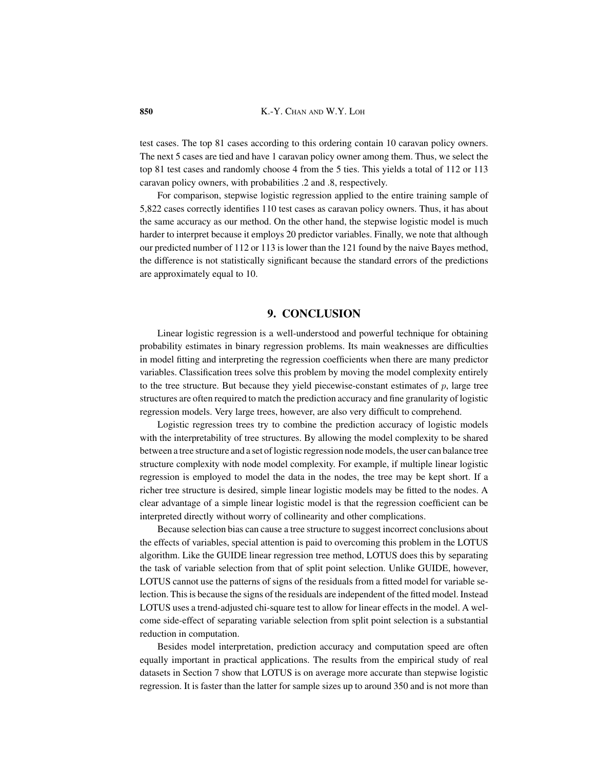test cases. The top 81 cases according to this ordering contain 10 caravan policy owners. The next 5 cases are tied and have 1 caravan policy owner among them. Thus, we select the top 81 test cases and randomly choose 4 from the 5 ties. This yields a total of 112 or 113 caravan policy owners, with probabilities .2 and .8, respectively.

For comparison, stepwise logistic regression applied to the entire training sample of 5,822 cases correctly identifies 110 test cases as caravan policy owners. Thus, it has about the same accuracy as our method. On the other hand, the stepwise logistic model is much harder to interpret because it employs 20 predictor variables. Finally, we note that although our predicted number of 112 or 113 is lower than the 121 found by the naive Bayes method, the difference is not statistically significant because the standard errors of the predictions are approximately equal to 10.

## 9. CONCLUSION

Linear logistic regression is a well-understood and powerful technique for obtaining probability estimates in binary regression problems. Its main weaknesses are difficulties in model fitting and interpreting the regression coefficients when there are many predictor variables. Classification trees solve this problem by moving the model complexity entirely to the tree structure. But because they yield piecewise-constant estimates of $p$, large tree structures are often required to match the prediction accuracy and fine granularity of logistic regression models. Very large trees, however, are also very difficult to comprehend.

Logistic regression trees try to combine the prediction accuracy of logistic models with the interpretability of tree structures. By allowing the model complexity to be shared between a tree structure and a set of logistic regression node models, the user can balance tree structure complexity with node model complexity. For example, if multiple linear logistic regression is employed to model the data in the nodes, the tree may be kept short. If a richer tree structure is desired, simple linear logistic models may be fitted to the nodes. A clear advantage of a simple linear logistic model is that the regression coefficient can be interpreted directly without worry of collinearity and other complications.

Because selection bias can cause a tree structure to suggest incorrect conclusions about the effects of variables, special attention is paid to overcoming this problem in the LOTUS algorithm. Like the GUIDE linear regression tree method, LOTUS does this by separating the task of variable selection from that of split point selection. Unlike GUIDE, however, LOTUS cannot use the patterns of signs of the residuals from a fitted model for variable selection. This is because the signs of the residuals are independent of the fitted model. Instead LOTUS uses a trend-adjusted chi-square test to allow for linear effects in the model. A welcome side-effect of separating variable selection from split point selection is a substantial reduction in computation.

Besides model interpretation, prediction accuracy and computation speed are often equally important in practical applications. The results from the empirical study of real datasets in Section 7 show that LOTUS is on average more accurate than stepwise logistic regression. It is faster than the latter for sample sizes up to around 350 and is not more than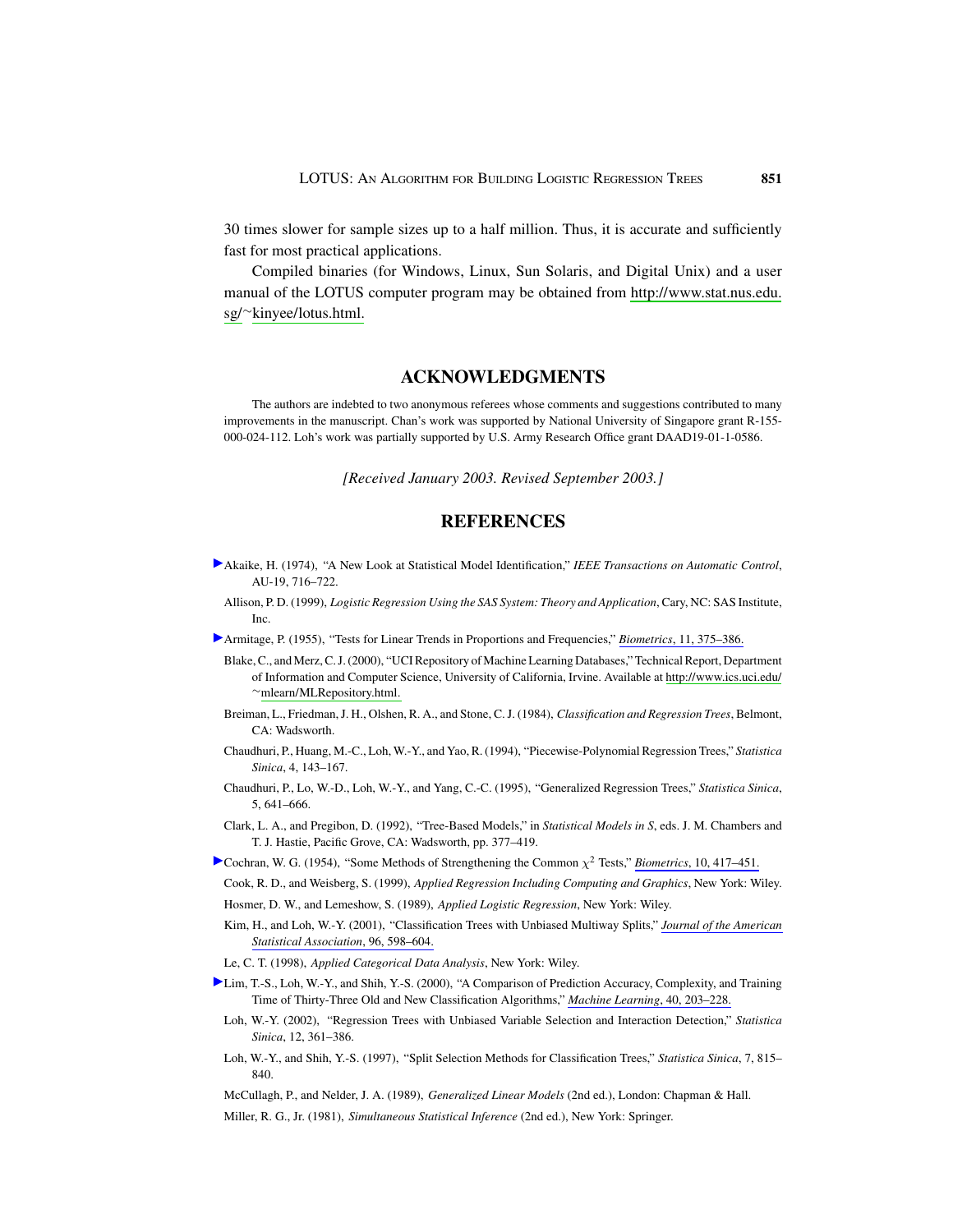30 times slower for sample sizes up to a half million. Thus, it is accurate and sufficiently fast for most practical applications.

Compiled binaries (for Windows, Linux, Sun Solaris, and Digital Unix) and a user manual of the LOTUS computer program may be obtained from http://www.stat.nus.edu.sg/~kinyee/lotus.html.

## ACKNOWLEDGMENTS

The authors are indebted to two anonymous referees whose comments and suggestions contributed to many improvements in the manuscript. Chan's work was supported by National University of Singapore grant R-155-000-024-112. Loh's work was partially supported by U.S. Army Research Office grant DAAD19-01-1-0586.

*[Received January 2003. Revised September 2003.]*

## REFERENCES

Akaike, H. (1974), "A New Look at Statistical Model Identification," *IEEE Transactions on Automatic Control*, AU-19, 716–722.

Allison, P. D. (1999), *Logistic Regression Using the SAS System: Theory and Application*, Cary, NC: SAS Institute, Inc.

Armitage, P. (1955), "Tests for Linear Trends in Proportions and Frequencies," *Biometrics*, 11, 375–386.

Blake, C., and Merz, C. J. (2000), "UCI Repository of Machine Learning Databases," Technical Report, Department of Information and Computer Science, University of California, Irvine. Available at http://www.ics.uci.edu/~mlearn/MLRepository.html.

Breiman, L., Friedman, J. H., Olshen, R. A., and Stone, C. J. (1984), *Classification and Regression Trees*, Belmont, CA: Wadsworth.

Chaudhuri, P., Huang, M.-C., Loh, W.-Y., and Yao, R. (1994), "Piecewise-Polynomial Regression Trees," *Statistica Sinica*, 4, 143–167.

Chaudhuri, P., Lo, W.-D., Loh, W.-Y., and Yang, C.-C. (1995), "Generalized Regression Trees," *Statistica Sinica*, 5, 641–666.

Clark, L. A., and Pregibon, D. (1992), "Tree-Based Models," in *Statistical Models in S*, eds. J. M. Chambers and T. J. Hastie, Pacific Grove, CA: Wadsworth, pp. 377–419.

Cochran, W. G. (1954), "Some Methods of Strengthening the Common $\chi^2$ Tests," *Biometrics*, 10, 417–451.

Cook, R. D., and Weisberg, S. (1999), *Applied Regression Including Computing and Graphics*, New York: Wiley.

Hosmer, D. W., and Lemeshow, S. (1989), *Applied Logistic Regression*, New York: Wiley.

Kim, H., and Loh, W.-Y. (2001), "Classification Trees with Unbiased Multiway Splits," *Journal of the American Statistical Association*, 96, 598–604.

Le, C. T. (1998), *Applied Categorical Data Analysis*, New York: Wiley.

Lim, T.-S., Loh, W.-Y., and Shih, Y.-S. (2000), "A Comparison of Prediction Accuracy, Complexity, and Training Time of Thirty-Three Old and New Classification Algorithms," *Machine Learning*, 40, 203–228.

Loh, W.-Y. (2002), "Regression Trees with Unbiased Variable Selection and Interaction Detection," *Statistica Sinica*, 12, 361–386.

Loh, W.-Y., and Shih, Y.-S. (1997), "Split Selection Methods for Classification Trees," *Statistica Sinica*, 7, 815–840.

McCullagh, P., and Nelder, J. A. (1989), *Generalized Linear Models* (2nd ed.), London: Chapman & Hall.

Miller, R. G., Jr. (1981), *Simultaneous Statistical Inference* (2nd ed.), New York: Springer.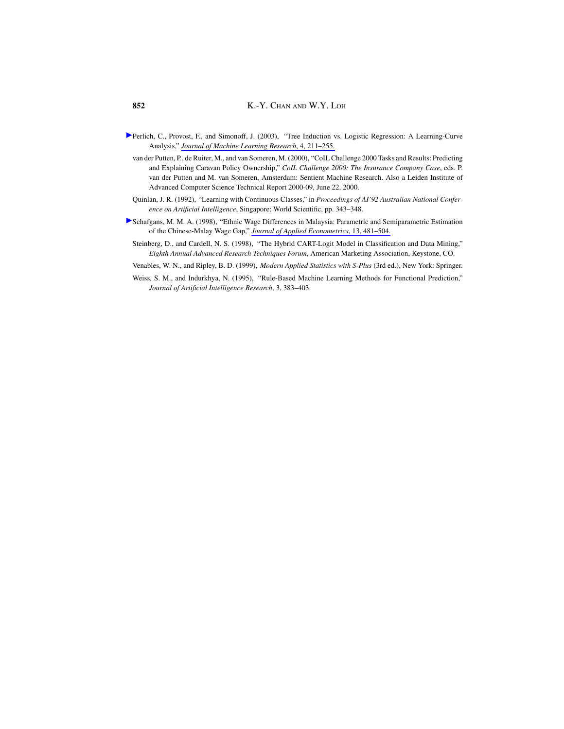Perlich, C., Provost, F., and Simonoff, J. (2003), "Tree Induction vs. Logistic Regression: A Learning-Curve Analysis," *Journal of Machine Learning Research*, 4, 211–255.

van der Putten, P., de Ruiter, M., and van Someren, M. (2000), "CoIL Challenge 2000 Tasks and Results: Predicting and Explaining Caravan Policy Ownership," *CoIL Challenge 2000: The Insurance Company Case*, eds. P. van der Putten and M. van Someren, Amsterdam: Sentient Machine Research. Also a Leiden Institute of Advanced Computer Science Technical Report 2000-09, June 22, 2000.

Quinlan, J. R. (1992), "Learning with Continuous Classes," in *Proceedings of AI'92 Australian National Conference on Artificial Intelligence*, Singapore: World Scientific, pp. 343–348.

Schafgans, M. M. A. (1998), "Ethnic Wage Differences in Malaysia: Parametric and Semiparametric Estimation of the Chinese-Malay Wage Gap," *Journal of Applied Econometrics*, 13, 481–504.

Steinberg, D., and Cardell, N. S. (1998), "The Hybrid CART-Logit Model in Classification and Data Mining," *Eighth Annual Advanced Research Techniques Forum*, American Marketing Association, Keystone, CO.

Venables, W. N., and Ripley, B. D. (1999), *Modern Applied Statistics with S-Plus* (3rd ed.), New York: Springer.

Weiss, S. M., and Indurkhya, N. (1995), "Rule-Based Machine Learning Methods for Functional Prediction," *Journal of Artificial Intelligence Research*, 3, 383–403.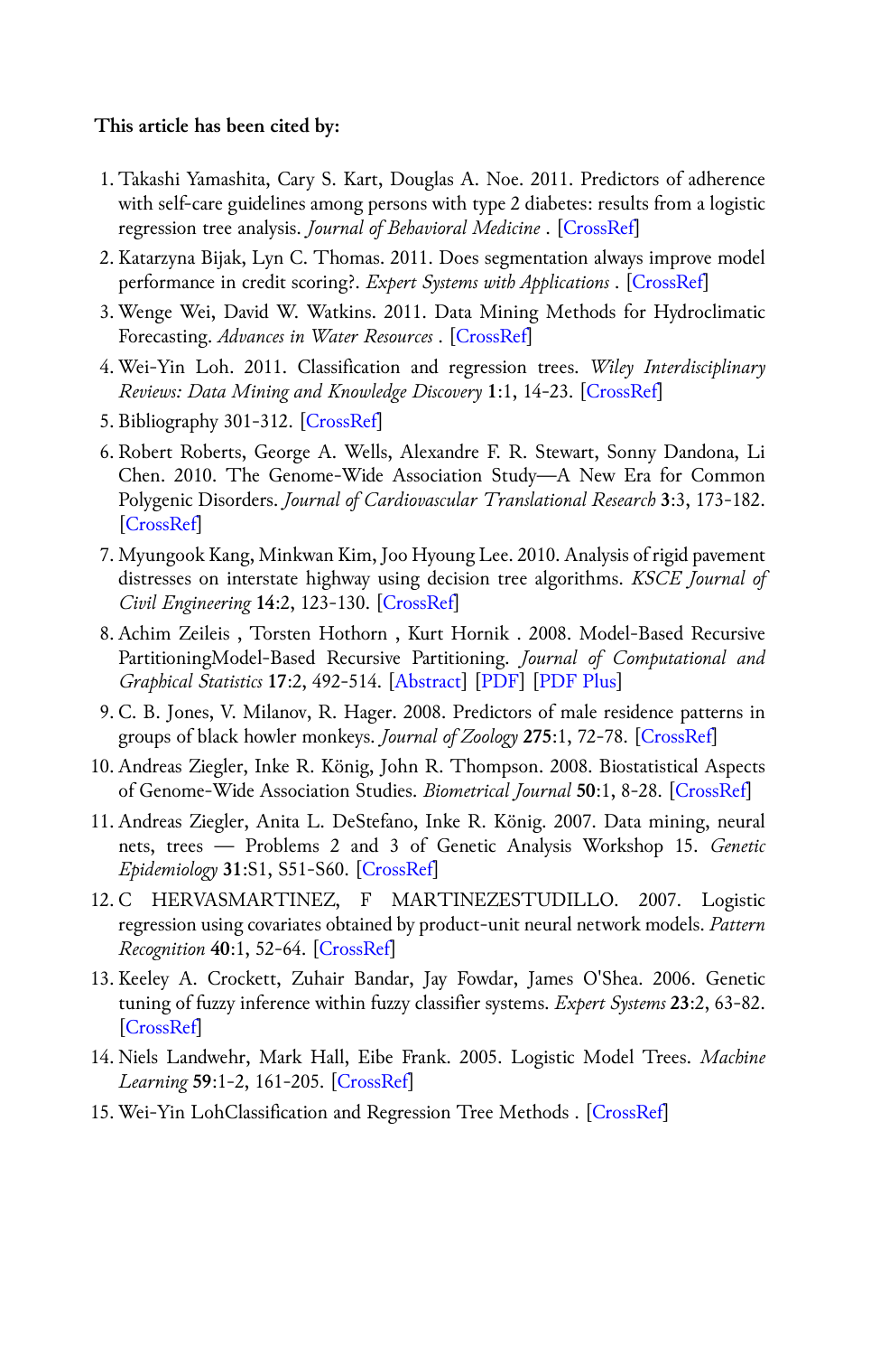**This article has been cited by:**

1. Takashi Yamashita, Cary S. Kart, Douglas A. Noe. 2011. Predictors of adherence with self-care guidelines among persons with type 2 diabetes: results from a logistic regression tree analysis. *Journal of Behavioral Medicine* . [CrossRef]
2. Katarzyna Bijak, Lyn C. Thomas. 2011. Does segmentation always improve model performance in credit scoring?. *Expert Systems with Applications* . [CrossRef]
3. Wenge Wei, David W. Watkins. 2011. Data Mining Methods for Hydroclimatic Forecasting. *Advances in Water Resources* . [CrossRef]
4. Wei-Yin Loh. 2011. Classification and regression trees. *Wiley Interdisciplinary Reviews: Data Mining and Knowledge Discovery* **1**:1, 14-23. [CrossRef]
5. Bibliography 301-312. [CrossRef]
6. Robert Roberts, George A. Wells, Alexandre F. R. Stewart, Sonny Dandona, Li Chen. 2010. The Genome-Wide Association Study—A New Era for Common Polygenic Disorders. *Journal of Cardiovascular Translational Research* **3**:3, 173-182. [CrossRef]
7. Myungook Kang, Minkwan Kim, Joo Hyoung Lee. 2010. Analysis of rigid pavement distresses on interstate highway using decision tree algorithms. *KSCE Journal of Civil Engineering* **14**:2, 123-130. [CrossRef]
8. Achim Zeileis , Torsten Hothorn , Kurt Hornik . 2008. Model-Based Recursive PartitioningModel-Based Recursive Partitioning. *Journal of Computational and Graphical Statistics* **17**:2, 492-514. [Abstract] [PDF] [PDF Plus]
9. C. B. Jones, V. Milanov, R. Hager. 2008. Predictors of male residence patterns in groups of black howler monkeys. *Journal of Zoology* **275**:1, 72-78. [CrossRef]
10. Andreas Ziegler, Inke R. König, John R. Thompson. 2008. Biostatistical Aspects of Genome-Wide Association Studies. *Biometrical Journal* **50**:1, 8-28. [CrossRef]
11. Andreas Ziegler, Anita L. DeStefano, Inke R. König. 2007. Data mining, neural nets, trees — Problems 2 and 3 of Genetic Analysis Workshop 15. *Genetic Epidemiology* **31**:S1, S51-S60. [CrossRef]
12. C HERVASMARTINEZ, F MARTINEZESTUDILLO. 2007. Logistic regression using covariates obtained by product-unit neural network models. *Pattern Recognition* **40**:1, 52-64. [CrossRef]
13. Keeley A. Crockett, Zuhair Bandar, Jay Fowdar, James O'Shea. 2006. Genetic tuning of fuzzy inference within fuzzy classifier systems. *Expert Systems* **23**:2, 63-82. [CrossRef]
14. Niels Landwehr, Mark Hall, Eibe Frank. 2005. Logistic Model Trees. *Machine Learning* **59**:1-2, 161-205. [CrossRef]
15. Wei-Yin LohClassification and Regression Tree Methods . [CrossRef]